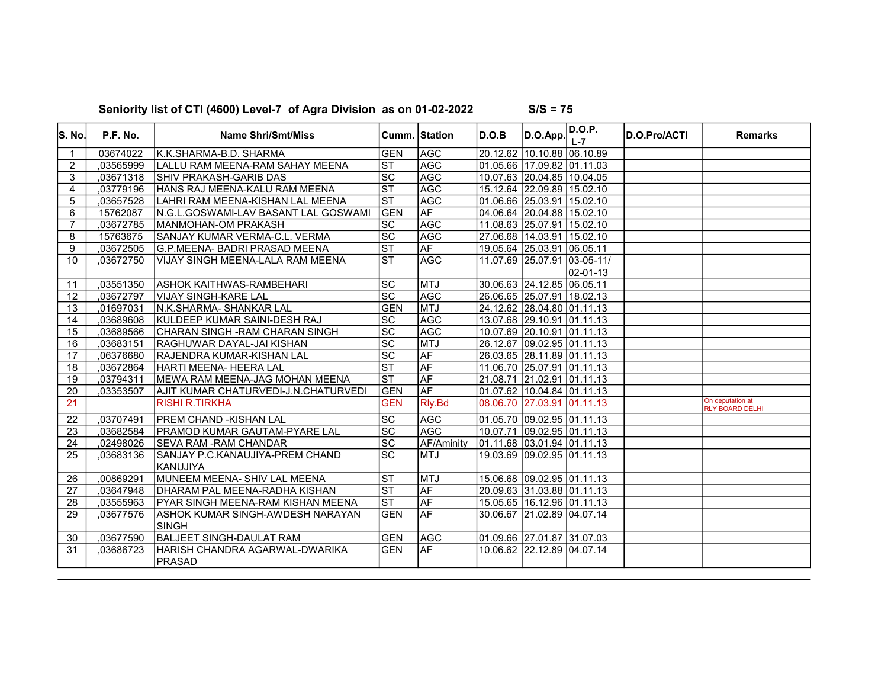**Seniority list of CTI (4600) Level-7 of Agra Division as on 01-02-2022** **S/S = 75**

| S. No. | P.F. No. | Name Shri/Smt/Miss | Cumm. | Station | D.O.B | D.O.App. | D.O.P. L-7 | D.O.Pro/ACTI | Remarks |
|---|---|---|---|---|---|---|---|---|---|
| 1 | 03674022 | K.K.SHARMA-B.D. SHARMA | GEN | AGC | 20.12.62 | 10.10.88 | 06.10.89 | | |
| 2 | ,03565999 | LALLU RAM MEENA-RAM SAHAY MEENA | ST | AGC | 01.05.66 | 17.09.82 | 01.11.03 | | |
| 3 | ,03671318 | SHIV PRAKASH-GARIB DAS | SC | AGC | 10.07.63 | 20.04.85 | 10.04.05 | | |
| 4 | ,03779196 | HANS RAJ MEENA-KALU RAM MEENA | ST | AGC | 15.12.64 | 22.09.89 | 15.02.10 | | |
| 5 | ,03657528 | LAHRI RAM MEENA-KISHAN LAL MEENA | ST | AGC | 01.06.66 | 25.03.91 | 15.02.10 | | |
| 6 | 15762087 | N.G.L.GOSWAMI-LAV BASANT LAL GOSWAMI | GEN | AF | 04.06.64 | 20.04.88 | 15.02.10 | | |
| 7 | ,03672785 | MANMOHAN-OM PRAKASH | SC | AGC | 11.08.63 | 25.07.91 | 15.02.10 | | |
| 8 | 15763675 | SANJAY KUMAR VERMA-C.L. VERMA | SC | AGC | 27.06.68 | 14.03.91 | 15.02.10 | | |
| 9 | ,03672505 | G.P.MEENA- BADRI PRASAD MEENA | ST | AF | 19.05.64 | 25.03.91 | 06.05.11 | | |
| 10 | ,03672750 | VIJAY SINGH MEENA-LALA RAM MEENA | ST | AGC | 11.07.69 | 25.07.91 | 03-05-11/ 02-01-13 | | |
| 11 | ,03551350 | ASHOK KAITHWAS-RAMBEHARI | SC | MTJ | 30.06.63 | 24.12.85 | 06.05.11 | | |
| 12 | ,03672797 | VIJAY SINGH-KARE LAL | SC | AGC | 26.06.65 | 25.07.91 | 18.02.13 | | |
| 13 | ,01697031 | N.K.SHARMA- SHANKAR LAL | GEN | MTJ | 24.12.62 | 28.04.80 | 01.11.13 | | |
| 14 | ,03689608 | KULDEEP KUMAR SAINI-DESH RAJ | SC | AGC | 13.07.68 | 29.10.91 | 01.11.13 | | |
| 15 | ,03689566 | CHARAN SINGH -RAM CHARAN SINGH | SC | AGC | 10.07.69 | 20.10.91 | 01.11.13 | | |
| 16 | ,03683151 | RAGHUWAR DAYAL-JAI KISHAN | SC | MTJ | 26.12.67 | 09.02.95 | 01.11.13 | | |
| 17 | ,06376680 | RAJENDRA KUMAR-KISHAN LAL | SC | AF | 26.03.65 | 28.11.89 | 01.11.13 | | |
| 18 | ,03672864 | HARTI MEENA- HEERA LAL | ST | AF | 11.06.70 | 25.07.91 | 01.11.13 | | |
| 19 | ,03794311 | MEWA RAM MEENA-JAG MOHAN MEENA | ST | AF | 21.08.71 | 21.02.91 | 01.11.13 | | |
| 20 | ,03353507 | AJIT KUMAR CHATURVEDI-J.N.CHATURVEDI | GEN | AF | 01.07.62 | 10.04.84 | 01.11.13 | | |
| 21 | | RISHI R.TIRKHA | GEN | Rly.Bd | 08.06.70 | 27.03.91 | 01.11.13 | | On deputation at RLY BOARD DELHI |
| 22 | ,03707491 | PREM CHAND -KISHAN LAL | SC | AGC | 01.05.70 | 09.02.95 | 01.11.13 | | |
| 23 | ,03682584 | PRAMOD KUMAR GAUTAM-PYARE LAL | SC | AGC | 10.07.71 | 09.02.95 | 01.11.13 | | |
| 24 | ,02498026 | SEVA RAM -RAM CHANDAR | SC | AF/Aminity | 01.11.68 | 03.01.94 | 01.11.13 | | |
| 25 | ,03683136 | SANJAY P.C.KANAUJIYA-PREM CHAND KANUJIYA | SC | MTJ | 19.03.69 | 09.02.95 | 01.11.13 | | |
| 26 | ,00869291 | MUNEEM MEENA- SHIV LAL MEENA | ST | MTJ | 15.06.68 | 09.02.95 | 01.11.13 | | |
| 27 | ,03647948 | DHARAM PAL MEENA-RADHA KISHAN | ST | AF | 20.09.63 | 31.03.88 | 01.11.13 | | |
| 28 | ,03555963 | PYAR SINGH MEENA-RAM KISHAN MEENA | ST | AF | 15.05.65 | 16.12.96 | 01.11.13 | | |
| 29 | ,03677576 | ASHOK KUMAR SINGH-AWDESH NARAYAN SINGH | GEN | AF | 30.06.67 | 21.02.89 | 04.07.14 | | |
| 30 | ,03677590 | BALJEET SINGH-DAULAT RAM | GEN | AGC | 01.09.66 | 27.01.87 | 31.07.03 | | |
| 31 | ,03686723 | HARISH CHANDRA AGARWAL-DWARIKA PRASAD | GEN | AF | 10.06.62 | 22.12.89 | 04.07.14 | | |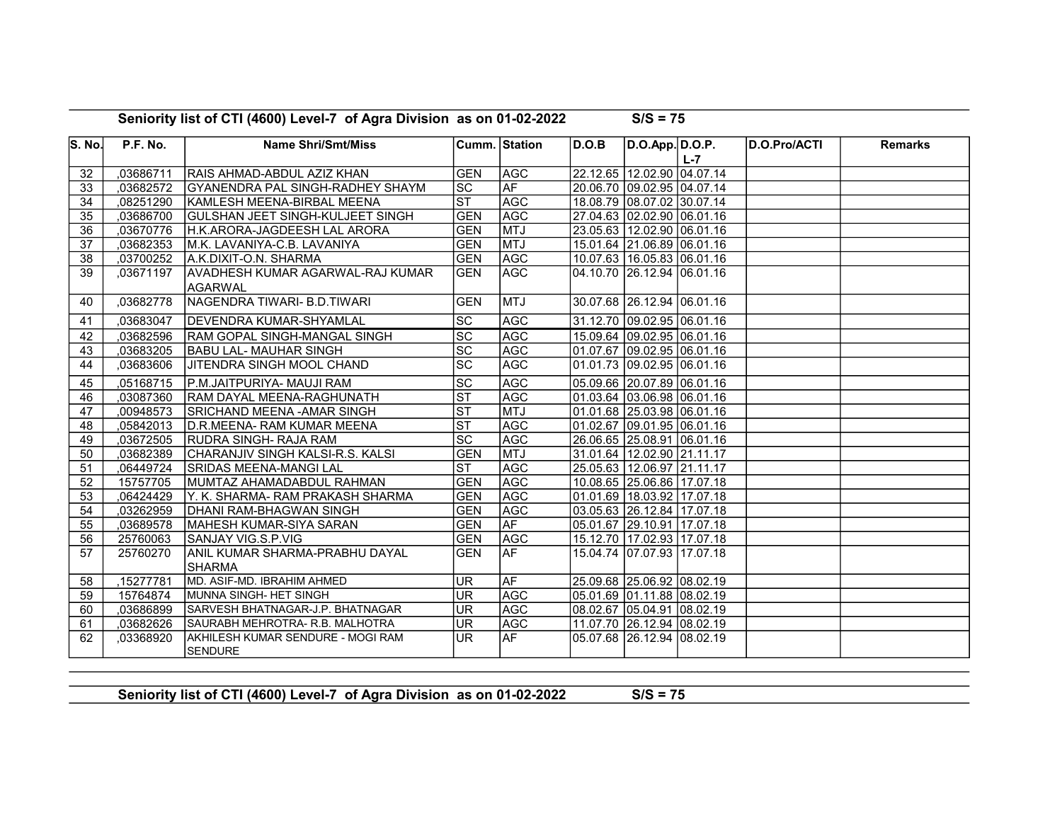## Seniority list of CTI (4600) Level-7 of Agra Division as on 01-02-2022 S/S = 75

| S. No. | P.F. No. | Name Shri/Smt/Miss | Cumm. | Station | D.O.B | D.O.App. | D.O.P. L-7 | D.O.Pro/ACTI | Remarks |
|---|---|---|---|---|---|---|---|---|---|
| 32 | ,03686711 | RAIS AHMAD-ABDUL AZIZ KHAN | GEN | AGC | 22.12.65 | 12.02.90 | 04.07.14 | | |
| 33 | ,03682572 | GYANENDRA PAL SINGH-RADHEY SHAYM | SC | AF | 20.06.70 | 09.02.95 | 04.07.14 | | |
| 34 | ,08251290 | KAMLESH MEENA-BIRBAL MEENA | ST | AGC | 18.08.79 | 08.07.02 | 30.07.14 | | |
| 35 | ,03686700 | GULSHAN JEET SINGH-KULJEET SINGH | GEN | AGC | 27.04.63 | 02.02.90 | 06.01.16 | | |
| 36 | ,03670776 | H.K.ARORA-JAGDEESH LAL ARORA | GEN | MTJ | 23.05.63 | 12.02.90 | 06.01.16 | | |
| 37 | ,03682353 | M.K. LAVANIYA-C.B. LAVANIYA | GEN | MTJ | 15.01.64 | 21.06.89 | 06.01.16 | | |
| 38 | ,03700252 | A.K.DIXIT-O.N. SHARMA | GEN | AGC | 10.07.63 | 16.05.83 | 06.01.16 | | |
| 39 | ,03671197 | AVADHESH KUMAR AGARWAL-RAJ KUMAR AGARWAL | GEN | AGC | 04.10.70 | 26.12.94 | 06.01.16 | | |
| 40 | ,03682778 | NAGENDRA TIWARI- B.D.TIWARI | GEN | MTJ | 30.07.68 | 26.12.94 | 06.01.16 | | |
| 41 | ,03683047 | DEVENDRA KUMAR-SHYAMLAL | SC | AGC | 31.12.70 | 09.02.95 | 06.01.16 | | |
| 42 | ,03682596 | RAM GOPAL SINGH-MANGAL SINGH | SC | AGC | 15.09.64 | 09.02.95 | 06.01.16 | | |
| 43 | ,03683205 | BABU LAL- MAUHAR SINGH | SC | AGC | 01.07.67 | 09.02.95 | 06.01.16 | | |
| 44 | ,03683606 | JITENDRA SINGH MOOL CHAND | SC | AGC | 01.01.73 | 09.02.95 | 06.01.16 | | |
| 45 | ,05168715 | P.M.JAITPURIYA- MAUJI RAM | SC | AGC | 05.09.66 | 20.07.89 | 06.01.16 | | |
| 46 | ,03087360 | RAM DAYAL MEENA-RAGHUNATH | ST | AGC | 01.03.64 | 03.06.98 | 06.01.16 | | |
| 47 | ,00948573 | SRICHAND MEENA -AMAR SINGH | ST | MTJ | 01.01.68 | 25.03.98 | 06.01.16 | | |
| 48 | ,05842013 | D.R.MEENA- RAM KUMAR MEENA | ST | AGC | 01.02.67 | 09.01.95 | 06.01.16 | | |
| 49 | ,03672505 | RUDRA SINGH- RAJA RAM | SC | AGC | 26.06.65 | 25.08.91 | 06.01.16 | | |
| 50 | ,03682389 | CHARANJIV SINGH KALSI-R.S. KALSI | GEN | MTJ | 31.01.64 | 12.02.90 | 21.11.17 | | |
| 51 | ,06449724 | SRIDAS MEENA-MANGI LAL | ST | AGC | 25.05.63 | 12.06.97 | 21.11.17 | | |
| 52 | 15757705 | MUMTAZ AHAMADABDUL RAHMAN | GEN | AGC | 10.08.65 | 25.06.86 | 17.07.18 | | |
| 53 | ,06424429 | Y. K. SHARMA- RAM PRAKASH SHARMA | GEN | AGC | 01.01.69 | 18.03.92 | 17.07.18 | | |
| 54 | ,03262959 | DHANI RAM-BHAGWAN SINGH | GEN | AGC | 03.05.63 | 26.12.84 | 17.07.18 | | |
| 55 | ,03689578 | MAHESH KUMAR-SIYA SARAN | GEN | AF | 05.01.67 | 29.10.91 | 17.07.18 | | |
| 56 | 25760063 | SANJAY VIG.S.P.VIG | GEN | AGC | 15.12.70 | 17.02.93 | 17.07.18 | | |
| 57 | 25760270 | ANIL KUMAR SHARMA-PRABHU DAYAL SHARMA | GEN | AF | 15.04.74 | 07.07.93 | 17.07.18 | | |
| 58 | ,15277781 | MD. ASIF-MD. IBRAHIM AHMED | UR | AF | 25.09.68 | 25.06.92 | 08.02.19 | | |
| 59 | 15764874 | MUNNA SINGH- HET SINGH | UR | AGC | 05.01.69 | 01.11.88 | 08.02.19 | | |
| 60 | ,03686899 | SARVESH BHATNAGAR-J.P. BHATNAGAR | UR | AGC | 08.02.67 | 05.04.91 | 08.02.19 | | |
| 61 | ,03682626 | SAURABH MEHROTRA- R.B. MALHOTRA | UR | AGC | 11.07.70 | 26.12.94 | 08.02.19 | | |
| 62 | ,03368920 | AKHILESH KUMAR SENDURE - MOGI RAM SENDURE | UR | AF | 05.07.68 | 26.12.94 | 08.02.19 | | |

## Seniority list of CTI (4600) Level-7 of Agra Division as on 01-02-2022 S/S = 75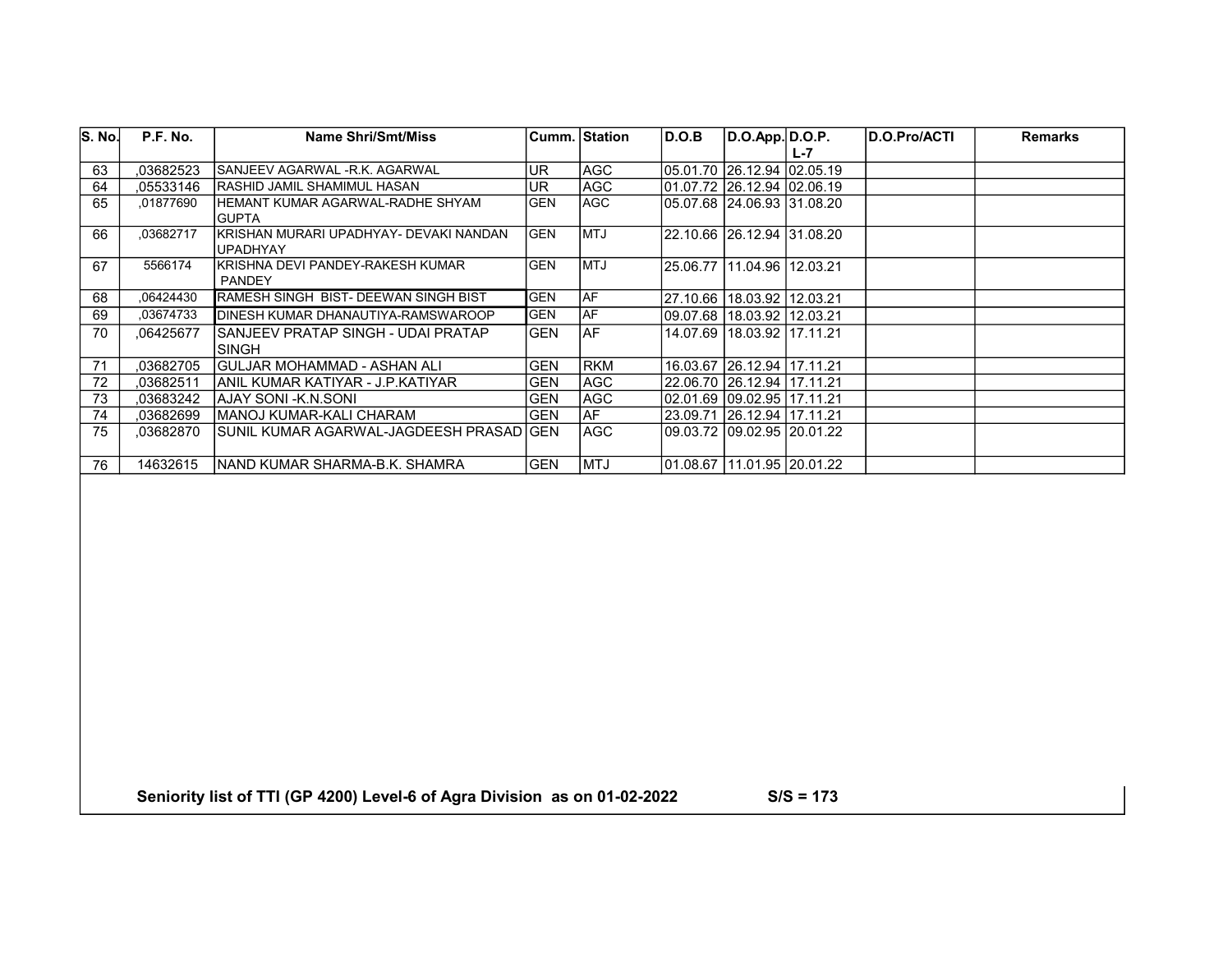| S. No. | P.F. No. | Name Shri/Smt/Miss | Cumm. | Station | D.O.B | D.O.App. | D.O.P. L-7 | D.O.Pro/ACTI | Remarks |
|---|---|---|---|---|---|---|---|---|---|
| 63 | ,03682523 | SANJEEV AGARWAL -R.K. AGARWAL | UR | AGC | 05.01.70 | 26.12.94 | 02.05.19 | | |
| 64 | ,05533146 | RASHID JAMIL SHAMIMUL HASAN | UR | AGC | 01.07.72 | 26.12.94 | 02.06.19 | | |
| 65 | ,01877690 | HEMANT KUMAR AGARWAL-RADHE SHYAM GUPTA | GEN | AGC | 05.07.68 | 24.06.93 | 31.08.20 | | |
| 66 | ,03682717 | KRISHAN MURARI UPADHYAY- DEVAKI NANDAN UPADHYAY | GEN | MTJ | 22.10.66 | 26.12.94 | 31.08.20 | | |
| 67 | 5566174 | KRISHNA DEVI PANDEY-RAKESH KUMAR PANDEY | GEN | MTJ | 25.06.77 | 11.04.96 | 12.03.21 | | |
| 68 | ,06424430 | RAMESH SINGH BIST- DEEWAN SINGH BIST | GEN | AF | 27.10.66 | 18.03.92 | 12.03.21 | | |
| 69 | ,03674733 | DINESH KUMAR DHANAUTIYA-RAMSWAROOP | GEN | AF | 09.07.68 | 18.03.92 | 12.03.21 | | |
| 70 | ,06425677 | SANJEEV PRATAP SINGH - UDAI PRATAP SINGH | GEN | AF | 14.07.69 | 18.03.92 | 17.11.21 | | |
| 71 | ,03682705 | GULJAR MOHAMMAD - ASHAN ALI | GEN | RKM | 16.03.67 | 26.12.94 | 17.11.21 | | |
| 72 | ,03682511 | ANIL KUMAR KATIYAR - J.P.KATIYAR | GEN | AGC | 22.06.70 | 26.12.94 | 17.11.21 | | |
| 73 | ,03683242 | AJAY SONI -K.N.SONI | GEN | AGC | 02.01.69 | 09.02.95 | 17.11.21 | | |
| 74 | ,03682699 | MANOJ KUMAR-KALI CHARAM | GEN | AF | 23.09.71 | 26.12.94 | 17.11.21 | | |
| 75 | ,03682870 | SUNIL KUMAR AGARWAL-JAGDEESH PRASAD | GEN | AGC | 09.03.72 | 09.02.95 | 20.01.22 | | |
| 76 | 14632615 | NAND KUMAR SHARMA-B.K. SHAMRA | GEN | MTJ | 01.08.67 | 11.01.95 | 20.01.22 | | |

**Seniority list of TTI (GP 4200) Level-6 of Agra Division as on 01-02-2022 S/S = 173**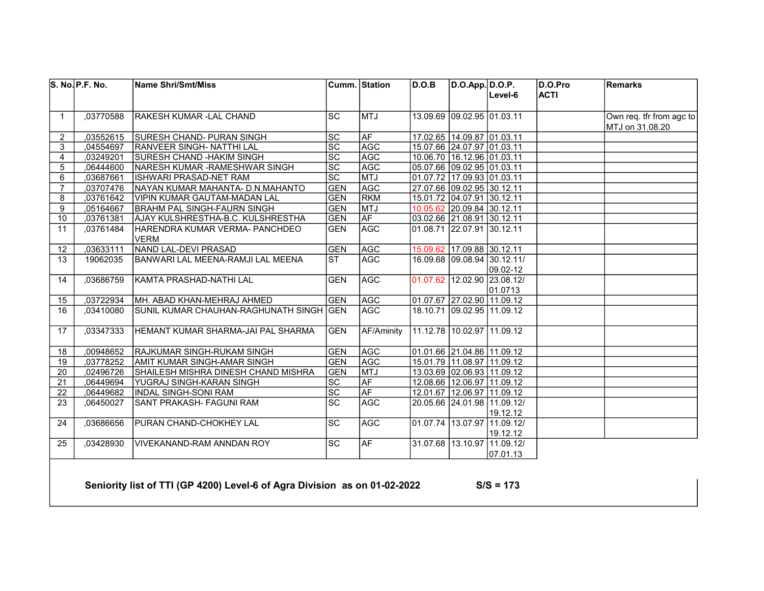| S. No. | P.F. No. | Name Shri/Smt/Miss | Cumm. | Station | D.O.B | D.O.App. | D.O.P. Level-6 | D.O.Pro ACTI | Remarks |
|---|---|---|---|---|---|---|---|---|---|
| 1 | ,03770588 | RAKESH KUMAR -LAL CHAND | SC | MTJ | 13.09.69 | 09.02.95 | 01.03.11 | | Own req. tfr from agc to MTJ on 31.08.20 |
| 2 | ,03552615 | SURESH CHAND- PURAN SINGH | SC | AF | 17.02.65 | 14.09.87 | 01.03.11 | | |
| 3 | ,04554697 | RANVEER SINGH- NATTHI LAL | SC | AGC | 15.07.66 | 24.07.97 | 01.03.11 | | |
| 4 | ,03249201 | SURESH CHAND -HAKIM SINGH | SC | AGC | 10.06.70 | 16.12.96 | 01.03.11 | | |
| 5 | ,06444600 | NARESH KUMAR -RAMESHWAR SINGH | SC | AGC | 05.07.66 | 09.02.95 | 01.03.11 | | |
| 6 | ,03687661 | ISHWARI PRASAD-NET RAM | SC | MTJ | 01.07.72 | 17.09.93 | 01.03.11 | | |
| 7 | ,03707476 | NAYAN KUMAR MAHANTA- D.N.MAHANTO | GEN | AGC | 27.07.66 | 09.02.95 | 30.12.11 | | |
| 8 | ,03761642 | VIPIN KUMAR GAUTAM-MADAN LAL | GEN | RKM | 15.01.72 | 04.07.91 | 30.12.11 | | |
| 9 | ,05164667 | BRAHM PAL SINGH-FAURN SINGH | GEN | MTJ | 10.05.62 | 20.09.84 | 30.12.11 | | |
| 10 | ,03761381 | AJAY KULSHRESTHA-B.C. KULSHRESTHA | GEN | AF | 03.02.66 | 21.08.91 | 30.12.11 | | |
| 11 | ,03761484 | HARENDRA KUMAR VERMA- PANCHDEO VERM | GEN | AGC | 01.08.71 | 22.07.91 | 30.12.11 | | |
| 12 | ,03633111 | NAND LAL-DEVI PRASAD | GEN | AGC | 15.09.62 | 17.09.88 | 30.12.11 | | |
| 13 | 19062035 | BANWARI LAL MEENA-RAMJI LAL MEENA | ST | AGC | 16.09.68 | 09.08.94 | 30.12.11/ 09.02-12 | | |
| 14 | ,03686759 | KAMTA PRASHAD-NATHI LAL | GEN | AGC | 01.07.62 | 12.02.90 | 23.08.12/ 01.0713 | | |
| 15 | ,03722934 | MH. ABAD KHAN-MEHRAJ AHMED | GEN | AGC | 01.07.67 | 27.02.90 | 11.09.12 | | |
| 16 | ,03410080 | SUNIL KUMAR CHAUHAN-RAGHUNATH SINGH | GEN | AGC | 18.10.71 | 09.02.95 | 11.09.12 | | |
| 17 | ,03347333 | HEMANT KUMAR SHARMA-JAI PAL SHARMA | GEN | AF/Aminity | 11.12.78 | 10.02.97 | 11.09.12 | | |
| 18 | ,00948652 | RAJKUMAR SINGH-RUKAM SINGH | GEN | AGC | 01.01.66 | 21.04.86 | 11.09.12 | | |
| 19 | ,03778252 | AMIT KUMAR SINGH-AMAR SINGH | GEN | AGC | 15.01.79 | 11.08.97 | 11.09.12 | | |
| 20 | ,02496726 | SHAILESH MISHRA DINESH CHAND MISHRA | GEN | MTJ | 13.03.69 | 02.06.93 | 11.09.12 | | |
| 21 | ,06449694 | YUGRAJ SINGH-KARAN SINGH | SC | AF | 12.08.66 | 12.06.97 | 11.09.12 | | |
| 22 | ,06449682 | INDAL SINGH-SONI RAM | SC | AF | 12.01.67 | 12.06.97 | 11.09.12 | | |
| 23 | ,06450027 | SANT PRAKASH- FAGUNI RAM | SC | AGC | 20.05.66 | 24.01.98 | 11.09.12/ 19.12.12 | | |
| 24 | ,03686656 | PURAN CHAND-CHOKHEY LAL | SC | AGC | 01.07.74 | 13.07.97 | 11.09.12/ 19.12.12 | | |
| 25 | ,03428930 | VIVEKANAND-RAM ANNDAN ROY | SC | AF | 31.07.68 | 13.10.97 | 11.09.12/ 07.01.13 | | |

**Seniority list of TTI (GP 4200) Level-6 of Agra Division as on 01-02-2022** **S/S = 173**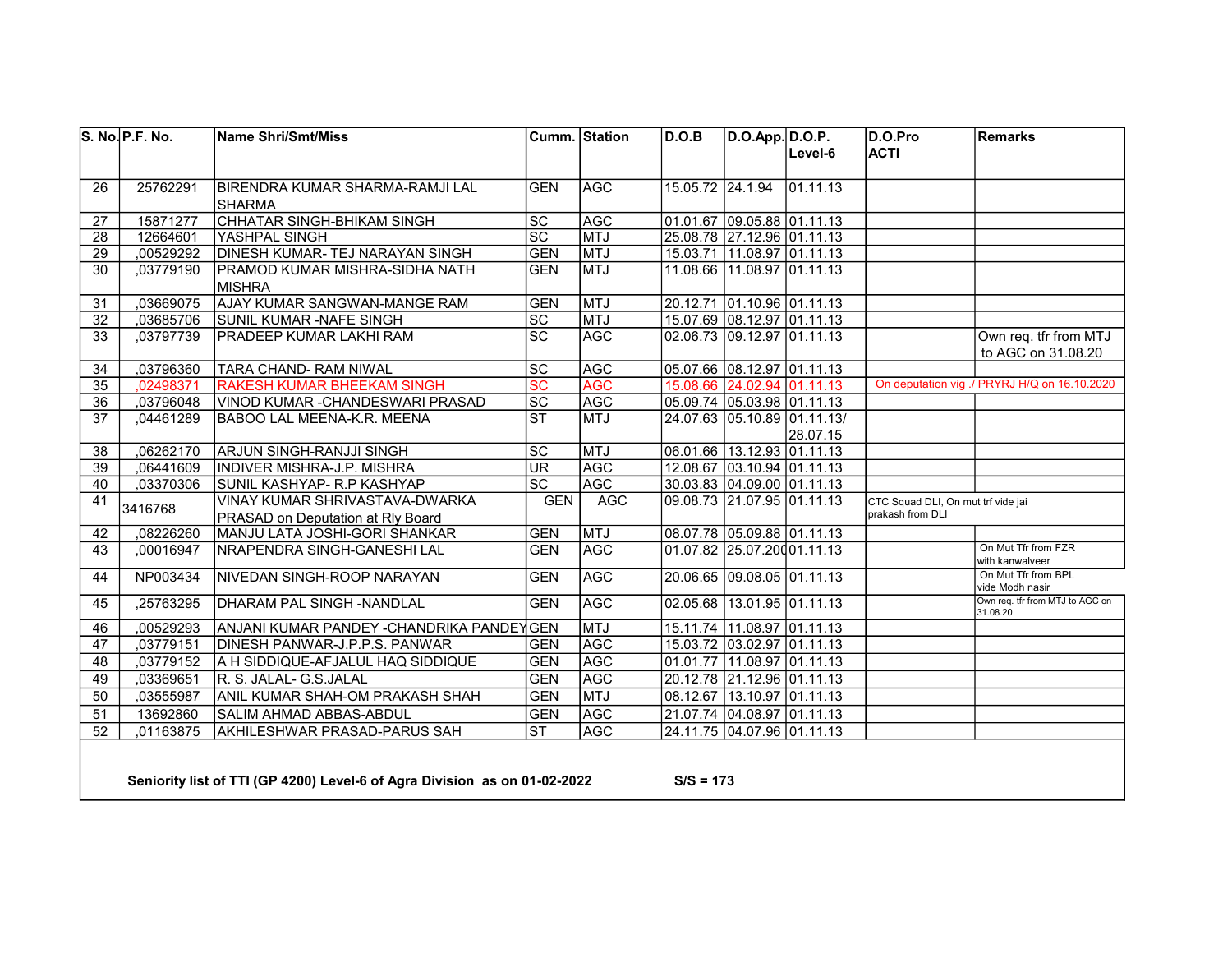| S. No. | P.F. No. | Name Shri/Smt/Miss | Cumm. | Station | D.O.B | D.O.App. | D.O.P. Level-6 | D.O.Pro ACTI | Remarks |
|---|---|---|---|---|---|---|---|---|---|
| 26 | 25762291 | BIRENDRA KUMAR SHARMA-RAMJI LAL SHARMA | GEN | AGC | 15.05.72 | 24.1.94 | 01.11.13 | | |
| 27 | 15871277 | CHHATAR SINGH-BHIKAM SINGH | SC | AGC | 01.01.67 | 09.05.88 | 01.11.13 | | |
| 28 | 12664601 | YASHPAL SINGH | SC | MTJ | 25.08.78 | 27.12.96 | 01.11.13 | | |
| 29 | ,00529292 | DINESH KUMAR- TEJ NARAYAN SINGH | GEN | MTJ | 15.03.71 | 11.08.97 | 01.11.13 | | |
| 30 | ,03779190 | PRAMOD KUMAR MISHRA-SIDHA NATH MISHRA | GEN | MTJ | 11.08.66 | 11.08.97 | 01.11.13 | | |
| 31 | ,03669075 | AJAY KUMAR SANGWAN-MANGE RAM | GEN | MTJ | 20.12.71 | 01.10.96 | 01.11.13 | | |
| 32 | ,03685706 | SUNIL KUMAR -NAFE SINGH | SC | MTJ | 15.07.69 | 08.12.97 | 01.11.13 | | |
| 33 | ,03797739 | PRADEEP KUMAR LAKHI RAM | SC | AGC | 02.06.73 | 09.12.97 | 01.11.13 | | Own req. tfr from MTJ to AGC on 31.08.20 |
| 34 | ,03796360 | TARA CHAND- RAM NIWAL | SC | AGC | 05.07.66 | 08.12.97 | 01.11.13 | | |
| 35 | ,02498371 | RAKESH KUMAR BHEEKAM SINGH | SC | AGC | 15.08.66 | 24.02.94 | 01.11.13 | On deputation vig ./ PRYRJ H/Q on 16.10.2020 | |
| 36 | ,03796048 | VINOD KUMAR -CHANDESWARI PRASAD | SC | AGC | 05.09.74 | 05.03.98 | 01.11.13 | | |
| 37 | ,04461289 | BABOO LAL MEENA-K.R. MEENA | ST | MTJ | 24.07.63 | 05.10.89 | 01.11.13/ 28.07.15 | | |
| 38 | ,06262170 | ARJUN SINGH-RANJJI SINGH | SC | MTJ | 06.01.66 | 13.12.93 | 01.11.13 | | |
| 39 | ,06441609 | INDIVER MISHRA-J.P. MISHRA | UR | AGC | 12.08.67 | 03.10.94 | 01.11.13 | | |
| 40 | ,03370306 | SUNIL KASHYAP- R.P KASHYAP | SC | AGC | 30.03.83 | 04.09.00 | 01.11.13 | | |
| 41 | 3416768 | VINAY KUMAR SHRIVASTAVA-DWARKA PRASAD on Deputation at Rly Board | GEN | AGC | 09.08.73 | 21.07.95 | 01.11.13 | CTC Squad DLI, On mut trf vide jai prakash from DLI | |
| 42 | ,08226260 | MANJU LATA JOSHI-GORI SHANKAR | GEN | MTJ | 08.07.78 | 05.09.88 | 01.11.13 | | |
| 43 | ,00016947 | NRAPENDRA SINGH-GANESHI LAL | GEN | AGC | 01.07.82 | 25.07.200 | 01.11.13 | | On Mut Tfr from FZR with kanwalveer |
| 44 | NP003434 | NIVEDAN SINGH-ROOP NARAYAN | GEN | AGC | 20.06.65 | 09.08.05 | 01.11.13 | | On Mut Tfr from BPL vide Modh nasir |
| 45 | ,25763295 | DHARAM PAL SINGH -NANDLAL | GEN | AGC | 02.05.68 | 13.01.95 | 01.11.13 | | Own req. tfr from MTJ to AGC on 31.08.20 |
| 46 | ,00529293 | ANJANI KUMAR PANDEY -CHANDRIKA PANDEY | GEN | MTJ | 15.11.74 | 11.08.97 | 01.11.13 | | |
| 47 | ,03779151 | DINESH PANWAR-J.P.P.S. PANWAR | GEN | AGC | 15.03.72 | 03.02.97 | 01.11.13 | | |
| 48 | ,03779152 | A H SIDDIQUE-AFJALUL HAQ SIDDIQUE | GEN | AGC | 01.01.77 | 11.08.97 | 01.11.13 | | |
| 49 | ,03369651 | R. S. JALAL- G.S.JALAL | GEN | AGC | 20.12.78 | 21.12.96 | 01.11.13 | | |
| 50 | ,03555987 | ANIL KUMAR SHAH-OM PRAKASH SHAH | GEN | MTJ | 08.12.67 | 13.10.97 | 01.11.13 | | |
| 51 | 13692860 | SALIM AHMAD ABBAS-ABDUL | GEN | AGC | 21.07.74 | 04.08.97 | 01.11.13 | | |
| 52 | ,01163875 | AKHILESHWAR PRASAD-PARUS SAH | ST | AGC | 24.11.75 | 04.07.96 | 01.11.13 | | |

**Seniority list of TTI (GP 4200) Level-6 of Agra Division as on 01-02-2022** **S/S = 173**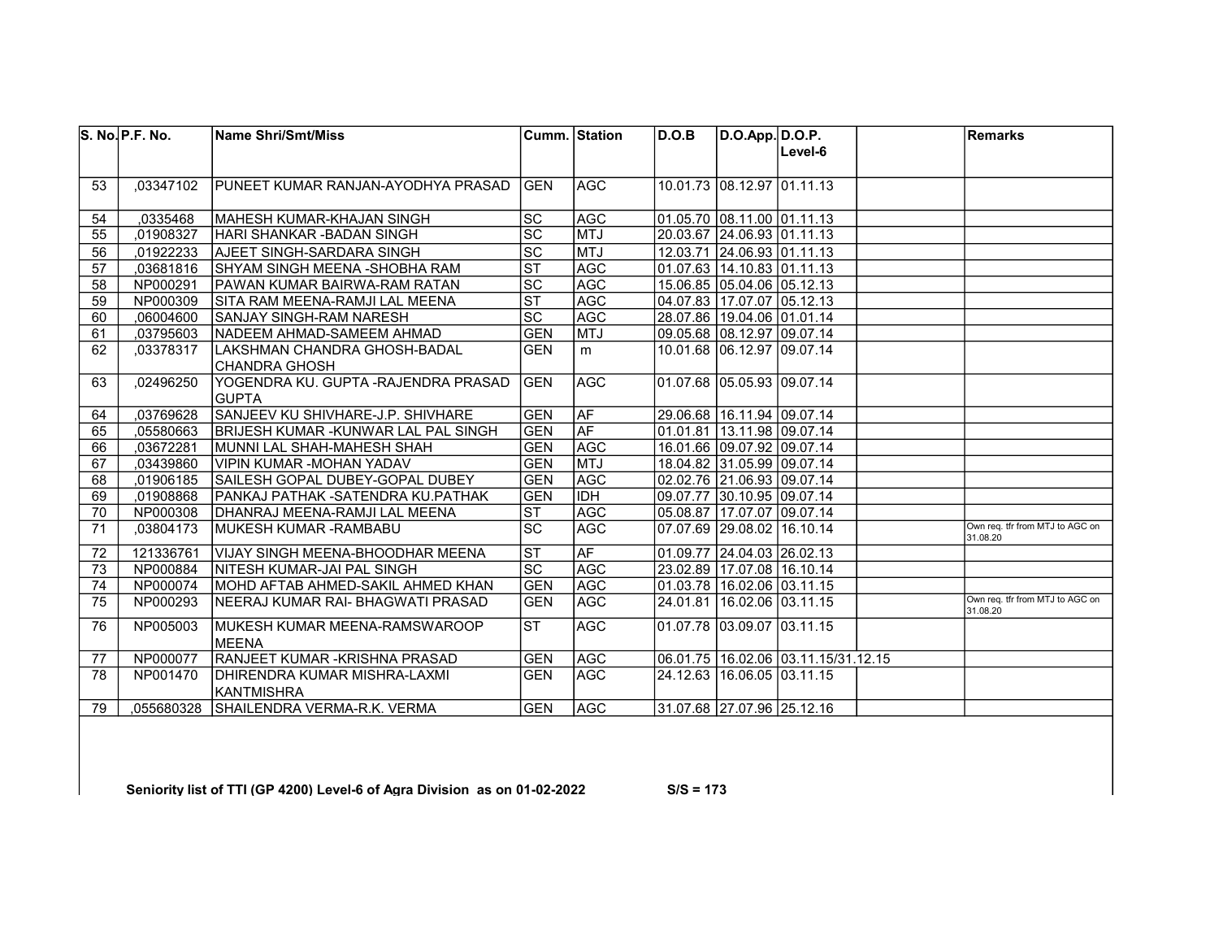| S. No. | P.F. No. | Name Shri/Smt/Miss | Cumm. | Station | D.O.B | D.O.App. | D.O.P. Level-6 | | Remarks |
|---|---|---|---|---|---|---|---|---|---|
| 53 | ,03347102 | PUNEET KUMAR RANJAN-AYODHYA PRASAD | GEN | AGC | 10.01.73 | 08.12.97 | 01.11.13 | | |
| 54 | ,0335468 | MAHESH KUMAR-KHAJAN SINGH | SC | AGC | 01.05.70 | 08.11.00 | 01.11.13 | | |
| 55 | ,01908327 | HARI SHANKAR -BADAN SINGH | SC | MTJ | 20.03.67 | 24.06.93 | 01.11.13 | | |
| 56 | ,01922233 | AJEET SINGH-SARDARA SINGH | SC | MTJ | 12.03.71 | 24.06.93 | 01.11.13 | | |
| 57 | ,03681816 | SHYAM SINGH MEENA -SHOBHA RAM | ST | AGC | 01.07.63 | 14.10.83 | 01.11.13 | | |
| 58 | NP000291 | PAWAN KUMAR BAIRWA-RAM RATAN | SC | AGC | 15.06.85 | 05.04.06 | 05.12.13 | | |
| 59 | NP000309 | SITA RAM MEENA-RAMJI LAL MEENA | ST | AGC | 04.07.83 | 17.07.07 | 05.12.13 | | |
| 60 | ,06004600 | SANJAY SINGH-RAM NARESH | SC | AGC | 28.07.86 | 19.04.06 | 01.01.14 | | |
| 61 | ,03795603 | NADEEM AHMAD-SAMEEM AHMAD | GEN | MTJ | 09.05.68 | 08.12.97 | 09.07.14 | | |
| 62 | ,03378317 | LAKSHMAN CHANDRA GHOSH-BADAL CHANDRA GHOSH | GEN | m | 10.01.68 | 06.12.97 | 09.07.14 | | |
| 63 | ,02496250 | YOGENDRA KU. GUPTA -RAJENDRA PRASAD GUPTA | GEN | AGC | 01.07.68 | 05.05.93 | 09.07.14 | | |
| 64 | ,03769628 | SANJEEV KU SHIVHARE-J.P. SHIVHARE | GEN | AF | 29.06.68 | 16.11.94 | 09.07.14 | | |
| 65 | ,05580663 | BRIJESH KUMAR -KUNWAR LAL PAL SINGH | GEN | AF | 01.01.81 | 13.11.98 | 09.07.14 | | |
| 66 | ,03672281 | MUNNI LAL SHAH-MAHESH SHAH | GEN | AGC | 16.01.66 | 09.07.92 | 09.07.14 | | |
| 67 | ,03439860 | VIPIN KUMAR -MOHAN YADAV | GEN | MTJ | 18.04.82 | 31.05.99 | 09.07.14 | | |
| 68 | ,01906185 | SAILESH GOPAL DUBEY-GOPAL DUBEY | GEN | AGC | 02.02.76 | 21.06.93 | 09.07.14 | | |
| 69 | ,01908868 | PANKAJ PATHAK -SATENDRA KU.PATHAK | GEN | IDH | 09.07.77 | 30.10.95 | 09.07.14 | | |
| 70 | NP000308 | DHANRAJ MEENA-RAMJI LAL MEENA | ST | AGC | 05.08.87 | 17.07.07 | 09.07.14 | | |
| 71 | ,03804173 | MUKESH KUMAR -RAMBABU | SC | AGC | 07.07.69 | 29.08.02 | 16.10.14 | | Own req. tfr from MTJ to AGC on 31.08.20 |
| 72 | 121336761 | VIJAY SINGH MEENA-BHOODHAR MEENA | ST | AF | 01.09.77 | 24.04.03 | 26.02.13 | | |
| 73 | NP000884 | NITESH KUMAR-JAI PAL SINGH | SC | AGC | 23.02.89 | 17.07.08 | 16.10.14 | | |
| 74 | NP000074 | MOHD AFTAB AHMED-SAKIL AHMED KHAN | GEN | AGC | 01.03.78 | 16.02.06 | 03.11.15 | | |
| 75 | NP000293 | NEERAJ KUMAR RAI- BHAGWATI PRASAD | GEN | AGC | 24.01.81 | 16.02.06 | 03.11.15 | | Own req. tfr from MTJ to AGC on 31.08.20 |
| 76 | NP005003 | MUKESH KUMAR MEENA-RAMSWAROOP MEENA | ST | AGC | 01.07.78 | 03.09.07 | 03.11.15 | | |
| 77 | NP000077 | RANJEET KUMAR -KRISHNA PRASAD | GEN | AGC | 06.01.75 | 16.02.06 | 03.11.15/31.12.15 | | |
| 78 | NP001470 | DHIRENDRA KUMAR MISHRA-LAXMI KANTMISHRA | GEN | AGC | 24.12.63 | 16.06.05 | 03.11.15 | | |
| 79 | ,055680328 | SHAILENDRA VERMA-R.K. VERMA | GEN | AGC | 31.07.68 | 27.07.96 | 25.12.16 | | |

**Seniority list of TTI (GP 4200) Level-6 of Agra Division as on 01-02-2022** S/S = 173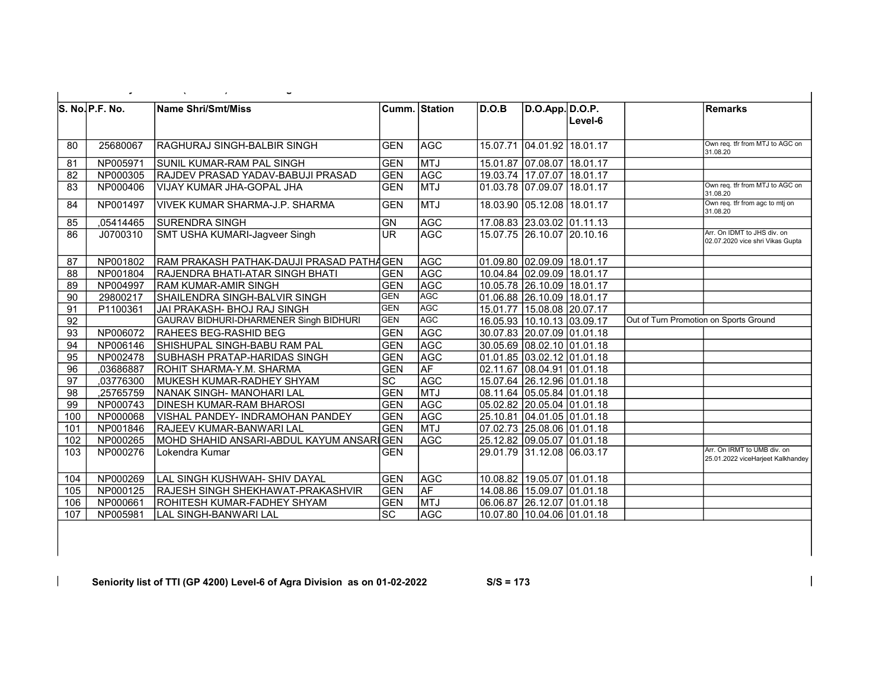| S. No. | P.F. No. | Name Shri/Smt/Miss | Cumm. | Station | D.O.B | D.O.App. | D.O.P. Level-6 | | Remarks |
|---|---|---|---|---|---|---|---|---|---|
| 80 | 25680067 | RAGHURAJ SINGH-BALBIR SINGH | GEN | AGC | 15.07.71 | 04.01.92 | 18.01.17 | | Own req. tfr from MTJ to AGC on 31.08.20 |
| 81 | NP005971 | SUNIL KUMAR-RAM PAL SINGH | GEN | MTJ | 15.01.87 | 07.08.07 | 18.01.17 | | |
| 82 | NP000305 | RAJDEV PRASAD YADAV-BABUJI PRASAD | GEN | AGC | 19.03.74 | 17.07.07 | 18.01.17 | | |
| 83 | NP000406 | VIJAY KUMAR JHA-GOPAL JHA | GEN | MTJ | 01.03.78 | 07.09.07 | 18.01.17 | | Own req. tfr from MTJ to AGC on 31.08.20 |
| 84 | NP001497 | VIVEK KUMAR SHARMA-J.P. SHARMA | GEN | MTJ | 18.03.90 | 05.12.08 | 18.01.17 | | Own req. tfr from agc to mtj on 31.08.20 |
| 85 | ,05414465 | SURENDRA SINGH | GN | AGC | 17.08.83 | 23.03.02 | 01.11.13 | | |
| 86 | J0700310 | SMT USHA KUMARI-Jagveer Singh | UR | AGC | 15.07.75 | 26.10.07 | 20.10.16 | | Arr. On IDMT to JHS div. on 02.07.2020 vice shri Vikas Gupta |
| 87 | NP001802 | RAM PRAKASH PATHAK-DAUJI PRASAD PATHA | GEN | AGC | 01.09.80 | 02.09.09 | 18.01.17 | | |
| 88 | NP001804 | RAJENDRA BHATI-ATAR SINGH BHATI | GEN | AGC | 10.04.84 | 02.09.09 | 18.01.17 | | |
| 89 | NP004997 | RAM KUMAR-AMIR SINGH | GEN | AGC | 10.05.78 | 26.10.09 | 18.01.17 | | |
| 90 | 29800217 | SHAILENDRA SINGH-BALVIR SINGH | GEN | AGC | 01.06.88 | 26.10.09 | 18.01.17 | | |
| 91 | P1100361 | JAI PRAKASH- BHOJ RAJ SINGH | GEN | AGC | 15.01.77 | 15.08.08 | 20.07.17 | | |
| 92 | | GAURAV BIDHURI-DHARMENER Singh BIDHURI | GEN | AGC | 16.05.93 | 10.10.13 | 03.09.17 | Out of Turn Promotion on Sports Ground | |
| 93 | NP006072 | RAHEES BEG-RASHID BEG | GEN | AGC | 30.07.83 | 20.07.09 | 01.01.18 | | |
| 94 | NP006146 | SHISHUPAL SINGH-BABU RAM PAL | GEN | AGC | 30.05.69 | 08.02.10 | 01.01.18 | | |
| 95 | NP002478 | SUBHASH PRATAP-HARIDAS SINGH | GEN | AGC | 01.01.85 | 03.02.12 | 01.01.18 | | |
| 96 | ,03686887 | ROHIT SHARMA-Y.M. SHARMA | GEN | AF | 02.11.67 | 08.04.91 | 01.01.18 | | |
| 97 | ,03776300 | MUKESH KUMAR-RADHEY SHYAM | SC | AGC | 15.07.64 | 26.12.96 | 01.01.18 | | |
| 98 | ,25765759 | NANAK SINGH- MANOHARI LAL | GEN | MTJ | 08.11.64 | 05.05.84 | 01.01.18 | | |
| 99 | NP000743 | DINESH KUMAR-RAM BHAROSI | GEN | AGC | 05.02.82 | 20.05.04 | 01.01.18 | | |
| 100 | NP000068 | VISHAL PANDEY- INDRAMOHAN PANDEY | GEN | AGC | 25.10.81 | 04.01.05 | 01.01.18 | | |
| 101 | NP001846 | RAJEEV KUMAR-BANWARI LAL | GEN | MTJ | 07.02.73 | 25.08.06 | 01.01.18 | | |
| 102 | NP000265 | MOHD SHAHID ANSARI-ABDUL KAYUM ANSARI | GEN | AGC | 25.12.82 | 09.05.07 | 01.01.18 | | |
| 103 | NP000276 | Lokendra Kumar | GEN | | 29.01.79 | 31.12.08 | 06.03.17 | | Arr. On IRMT to UMB div. on 25.01.2022 viceHarjeet Kalkhandey |
| 104 | NP000269 | LAL SINGH KUSHWAH- SHIV DAYAL | GEN | AGC | 10.08.82 | 19.05.07 | 01.01.18 | | |
| 105 | NP000125 | RAJESH SINGH SHEKHAWAT-PRAKASHVIR | GEN | AF | 14.08.86 | 15.09.07 | 01.01.18 | | |
| 106 | NP000661 | ROHITESH KUMAR-FADHEY SHYAM | GEN | MTJ | 06.06.87 | 26.12.07 | 01.01.18 | | |
| 107 | NP005981 | LAL SINGH-BANWARI LAL | SC | AGC | 10.07.80 | 10.04.06 | 01.01.18 | | |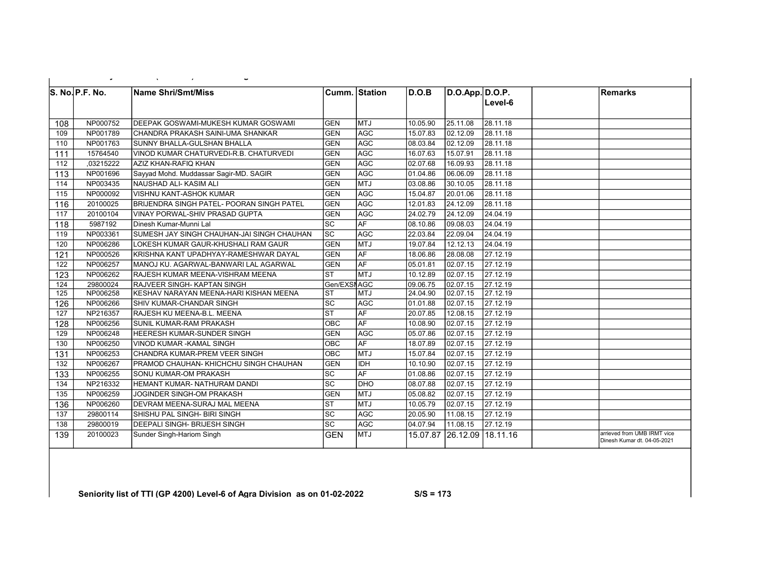| S. No. | P.F. No. | Name Shri/Smt/Miss | Cumm. | Station | D.O.B | D.O.App. | D.O.P. Level-6 | | Remarks |
|---|---|---|---|---|---|---|---|---|---|
| 108 | NP000752 | DEEPAK GOSWAMI-MUKESH KUMAR GOSWAMI | GEN | MTJ | 10.05.90 | 25.11.08 | 28.11.18 | | |
| 109 | NP001789 | CHANDRA PRAKASH SAINI-UMA SHANKAR | GEN | AGC | 15.07.83 | 02.12.09 | 28.11.18 | | |
| 110 | NP001763 | SUNNY BHALLA-GULSHAN BHALLA | GEN | AGC | 08.03.84 | 02.12.09 | 28.11.18 | | |
| 111 | 15764540 | VINOD KUMAR CHATURVEDI-R.B. CHATURVEDI | GEN | AGC | 16.07.63 | 15.07.91 | 28.11.18 | | |
| 112 | ,03215222 | AZIZ KHAN-RAFIQ KHAN | GEN | AGC | 02.07.68 | 16.09.93 | 28.11.18 | | |
| 113 | NP001696 | Sayyad Mohd. Muddassar Sagir-MD. SAGIR | GEN | AGC | 01.04.86 | 06.06.09 | 28.11.18 | | |
| 114 | NP003435 | NAUSHAD ALI- KASIM ALI | GEN | MTJ | 03.08.86 | 30.10.05 | 28.11.18 | | |
| 115 | NP000092 | VISHNU KANT-ASHOK KUMAR | GEN | AGC | 15.04.87 | 20.01.06 | 28.11.18 | | |
| 116 | 20100025 | BRIJENDRA SINGH PATEL- POORAN SINGH PATEL | GEN | AGC | 12.01.83 | 24.12.09 | 28.11.18 | | |
| 117 | 20100104 | VINAY PORWAL-SHIV PRASAD GUPTA | GEN | AGC | 24.02.79 | 24.12.09 | 24.04.19 | | |
| 118 | 5987192 | Dinesh Kumar-Munni Lal | SC | AF | 08.10.86 | 09.08.03 | 24.04.19 | | |
| 119 | NP003361 | SUMESH JAY SINGH CHAUHAN-JAI SINGH CHAUHAN | SC | AGC | 22.03.84 | 22.09.04 | 24.04.19 | | |
| 120 | NP006286 | LOKESH KUMAR GAUR-KHUSHALI RAM GAUR | GEN | MTJ | 19.07.84 | 12.12.13 | 24.04.19 | | |
| 121 | NP000526 | KRISHNA KANT UPADHYAY-RAMESHWAR DAYAL | GEN | AF | 18.06.86 | 28.08.08 | 27.12.19 | | |
| 122 | NP006257 | MANOJ KU. AGARWAL-BANWARI LAL AGARWAL | GEN | AF | 05.01.81 | 02.07.15 | 27.12.19 | | |
| 123 | NP006262 | RAJESH KUMAR MEENA-VISHRAM MEENA | ST | MTJ | 10.12.89 | 02.07.15 | 27.12.19 | | |
| 124 | 29800024 | RAJVEER SINGH- KAPTAN SINGH | Gen/EXSM | AGC | 09.06.75 | 02.07.15 | 27.12.19 | | |
| 125 | NP006258 | KESHAV NARAYAN MEENA-HARI KISHAN MEENA | ST | MTJ | 24.04.90 | 02.07.15 | 27.12.19 | | |
| 126 | NP006266 | SHIV KUMAR-CHANDAR SINGH | SC | AGC | 01.01.88 | 02.07.15 | 27.12.19 | | |
| 127 | NP216357 | RAJESH KU MEENA-B.L. MEENA | ST | AF | 20.07.85 | 12.08.15 | 27.12.19 | | |
| 128 | NP006256 | SUNIL KUMAR-RAM PRAKASH | OBC | AF | 10.08.90 | 02.07.15 | 27.12.19 | | |
| 129 | NP006248 | HEERESH KUMAR-SUNDER SINGH | GEN | AGC | 05.07.86 | 02.07.15 | 27.12.19 | | |
| 130 | NP006250 | VINOD KUMAR -KAMAL SINGH | OBC | AF | 18.07.89 | 02.07.15 | 27.12.19 | | |
| 131 | NP006253 | CHANDRA KUMAR-PREM VEER SINGH | OBC | MTJ | 15.07.84 | 02.07.15 | 27.12.19 | | |
| 132 | NP006267 | PRAMOD CHAUHAN- KHICHCHU SINGH CHAUHAN | GEN | IDH | 10.10.90 | 02.07.15 | 27.12.19 | | |
| 133 | NP006255 | SONU KUMAR-OM PRAKASH | SC | AF | 01.08.86 | 02.07.15 | 27.12.19 | | |
| 134 | NP216332 | HEMANT KUMAR- NATHURAM DANDI | SC | DHO | 08.07.88 | 02.07.15 | 27.12.19 | | |
| 135 | NP006259 | JOGINDER SINGH-OM PRAKASH | GEN | MTJ | 05.08.82 | 02.07.15 | 27.12.19 | | |
| 136 | NP006260 | DEVRAM MEENA-SURAJ MAL MEENA | ST | MTJ | 10.05.79 | 02.07.15 | 27.12.19 | | |
| 137 | 29800114 | SHISHU PAL SINGH- BIRI SINGH | SC | AGC | 20.05.90 | 11.08.15 | 27.12.19 | | |
| 138 | 29800019 | DEEPALI SINGH- BRIJESH SINGH | SC | AGC | 04.07.94 | 11.08.15 | 27.12.19 | | |
| 139 | 20100023 | Sunder Singh-Hariom Singh | GEN | MTJ | 15.07.87 | 26.12.09 | 18.11.16 | | arrieved from UMB IRMT vice Dinesh Kumar dt. 04-05-2021 |

**Seniority list of TTI (GP 4200) Level-6 of Agra Division as on 01-02-2022 S/S = 173**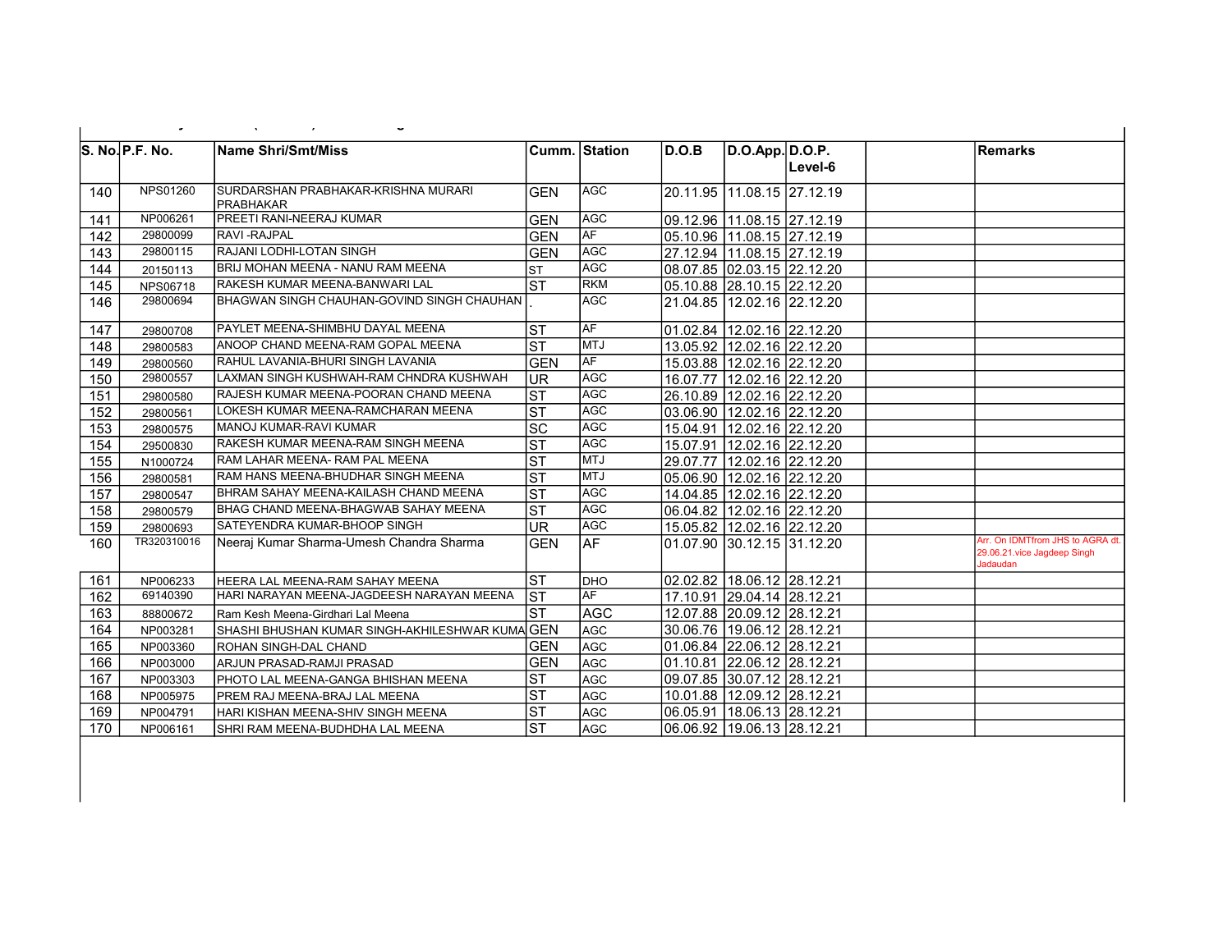| S. No. | P.F. No. | Name Shri/Smt/Miss | Cumm. | Station | D.O.B | D.O.App. | D.O.P. Level-6 | | Remarks |
|---|---|---|---|---|---|---|---|---|---|
| 140 | NPS01260 | SURDARSHAN PRABHAKAR-KRISHNA MURARI PRABHAKAR | GEN | AGC | 20.11.95 | 11.08.15 | 27.12.19 | | |
| 141 | NP006261 | PREETI RANI-NEERAJ KUMAR | GEN | AGC | 09.12.96 | 11.08.15 | 27.12.19 | | |
| 142 | 29800099 | RAVI -RAJPAL | GEN | AF | 05.10.96 | 11.08.15 | 27.12.19 | | |
| 143 | 29800115 | RAJANI LODHI-LOTAN SINGH | GEN | AGC | 27.12.94 | 11.08.15 | 27.12.19 | | |
| 144 | 20150113 | BRIJ MOHAN MEENA - NANU RAM MEENA | ST | AGC | 08.07.85 | 02.03.15 | 22.12.20 | | |
| 145 | NPS06718 | RAKESH KUMAR MEENA-BANWARI LAL | ST | RKM | 05.10.88 | 28.10.15 | 22.12.20 | | |
| 146 | 29800694 | BHAGWAN SINGH CHAUHAN-GOVIND SINGH CHAUHAN | . | AGC | 21.04.85 | 12.02.16 | 22.12.20 | | |
| 147 | 29800708 | PAYLET MEENA-SHIMBHU DAYAL MEENA | ST | AF | 01.02.84 | 12.02.16 | 22.12.20 | | |
| 148 | 29800583 | ANOOP CHAND MEENA-RAM GOPAL MEENA | ST | MTJ | 13.05.92 | 12.02.16 | 22.12.20 | | |
| 149 | 29800560 | RAHUL LAVANIA-BHURI SINGH LAVANIA | GEN | AF | 15.03.88 | 12.02.16 | 22.12.20 | | |
| 150 | 29800557 | LAXMAN SINGH KUSHWAH-RAM CHNDRA KUSHWAH | UR | AGC | 16.07.77 | 12.02.16 | 22.12.20 | | |
| 151 | 29800580 | RAJESH KUMAR MEENA-POORAN CHAND MEENA | ST | AGC | 26.10.89 | 12.02.16 | 22.12.20 | | |
| 152 | 29800561 | LOKESH KUMAR MEENA-RAMCHARAN MEENA | ST | AGC | 03.06.90 | 12.02.16 | 22.12.20 | | |
| 153 | 29800575 | MANOJ KUMAR-RAVI KUMAR | SC | AGC | 15.04.91 | 12.02.16 | 22.12.20 | | |
| 154 | 29500830 | RAKESH KUMAR MEENA-RAM SINGH MEENA | ST | AGC | 15.07.91 | 12.02.16 | 22.12.20 | | |
| 155 | N1000724 | RAM LAHAR MEENA- RAM PAL MEENA | ST | MTJ | 29.07.77 | 12.02.16 | 22.12.20 | | |
| 156 | 29800581 | RAM HANS MEENA-BHUDHAR SINGH MEENA | ST | MTJ | 05.06.90 | 12.02.16 | 22.12.20 | | |
| 157 | 29800547 | BHRAM SAHAY MEENA-KAILASH CHAND MEENA | ST | AGC | 14.04.85 | 12.02.16 | 22.12.20 | | |
| 158 | 29800579 | BHAG CHAND MEENA-BHAGWAB SAHAY MEENA | ST | AGC | 06.04.82 | 12.02.16 | 22.12.20 | | |
| 159 | 29800693 | SATEYENDRA KUMAR-BHOOP SINGH | UR | AGC | 15.05.82 | 12.02.16 | 22.12.20 | | |
| 160 | TR320310016 | Neeraj Kumar Sharma-Umesh Chandra Sharma | GEN | AF | 01.07.90 | 30.12.15 | 31.12.20 | | Arr. On IDMTfrom JHS to AGRA dt. 29.06.21.vice Jagdeep Singh Jadaudan |
| 161 | NP006233 | HEERA LAL MEENA-RAM SAHAY MEENA | ST | DHO | 02.02.82 | 18.06.12 | 28.12.21 | | |
| 162 | 69140390 | HARI NARAYAN MEENA-JAGDEESH NARAYAN MEENA | ST | AF | 17.10.91 | 29.04.14 | 28.12.21 | | |
| 163 | 88800672 | Ram Kesh Meena-Girdhari Lal Meena | ST | AGC | 12.07.88 | 20.09.12 | 28.12.21 | | |
| 164 | NP003281 | SHASHI BHUSHAN KUMAR SINGH-AKHILESHWAR KUMA | GEN | AGC | 30.06.76 | 19.06.12 | 28.12.21 | | |
| 165 | NP003360 | ROHAN SINGH-DAL CHAND | GEN | AGC | 01.06.84 | 22.06.12 | 28.12.21 | | |
| 166 | NP003000 | ARJUN PRASAD-RAMJI PRASAD | GEN | AGC | 01.10.81 | 22.06.12 | 28.12.21 | | |
| 167 | NP003303 | PHOTO LAL MEENA-GANGA BHISHAN MEENA | ST | AGC | 09.07.85 | 30.07.12 | 28.12.21 | | |
| 168 | NP005975 | PREM RAJ MEENA-BRAJ LAL MEENA | ST | AGC | 10.01.88 | 12.09.12 | 28.12.21 | | |
| 169 | NP004791 | HARI KISHAN MEENA-SHIV SINGH MEENA | ST | AGC | 06.05.91 | 18.06.13 | 28.12.21 | | |
| 170 | NP006161 | SHRI RAM MEENA-BUDHDHA LAL MEENA | ST | AGC | 06.06.92 | 19.06.13 | 28.12.21 | | |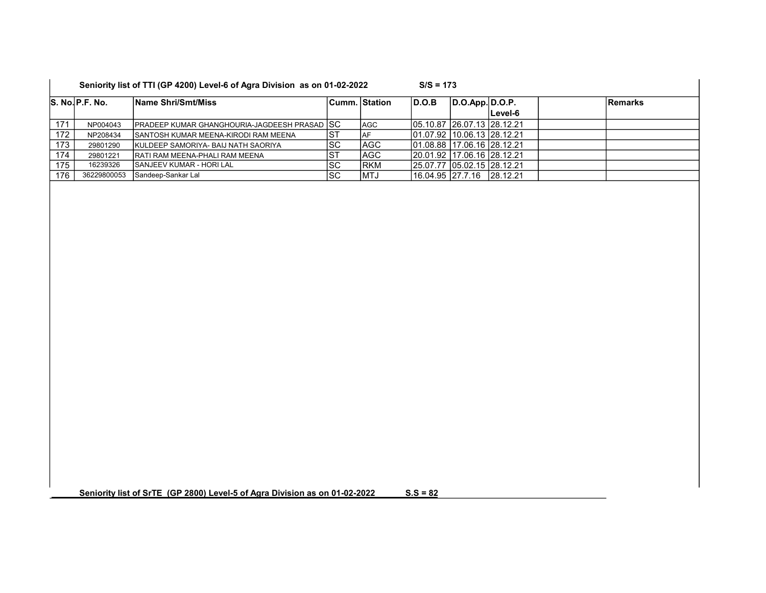**Seniority list of TTI (GP 4200) Level-6 of Agra Division as on 01-02-2022 S/S = 173**

| S. No. | P.F. No. | Name Shri/Smt/Miss | Cumm. | Station | D.O.B | D.O.App. | D.O.P. Level-6 | | Remarks |
|---|---|---|---|---|---|---|---|---|---|
| 171 | NP004043 | PRADEEP KUMAR GHANGHOURIA-JAGDEESH PRASAD | SC | AGC | 05.10.87 | 26.07.13 | 28.12.21 | | |
| 172 | NP208434 | SANTOSH KUMAR MEENA-KIRODI RAM MEENA | ST | AF | 01.07.92 | 10.06.13 | 28.12.21 | | |
| 173 | 29801290 | KULDEEP SAMORIYA- BAIJ NATH SAORIYA | SC | AGC | 01.08.88 | 17.06.16 | 28.12.21 | | |
| 174 | 29801221 | RATI RAM MEENA-PHALI RAM MEENA | ST | AGC | 20.01.92 | 17.06.16 | 28.12.21 | | |
| 175 | 16239326 | SANJEEV KUMAR - HORI LAL | SC | RKM | 25.07.77 | 05.02.15 | 28.12.21 | | |
| 176 | 36229800053 | Sandeep-Sankar Lal | SC | MTJ | 16.04.95 | 27.7.16 | 28.12.21 | | |

**Seniority list of SrTE (GP 2800) Level-5 of Agra Division as on 01-02-2022 S.S = 82**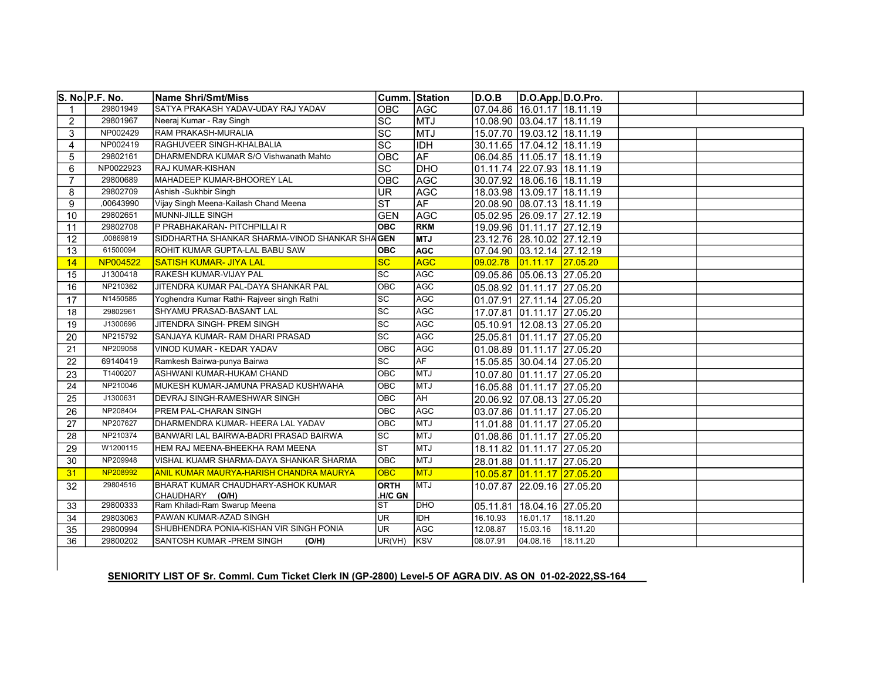| S. No. | P.F. No. | Name Shri/Smt/Miss | Cumm. | Station | D.O.B | D.O.App. | D.O.Pro. | | |
|---|---|---|---|---|---|---|---|---|---|
| 1 | 29801949 | SATYA PRAKASH YADAV-UDAY RAJ YADAV | OBC | AGC | 07.04.86 | 16.01.17 | 18.11.19 | | |
| 2 | 29801967 | Neeraj Kumar - Ray Singh | SC | MTJ | 10.08.90 | 03.04.17 | 18.11.19 | | |
| 3 | NP002429 | RAM PRAKASH-MURALIA | SC | MTJ | 15.07.70 | 19.03.12 | 18.11.19 | | |
| 4 | NP002419 | RAGHUVEER SINGH-KHALBALIA | SC | IDH | 30.11.65 | 17.04.12 | 18.11.19 | | |
| 5 | 29802161 | DHARMENDRA KUMAR S/O Vishwanath Mahto | OBC | AF | 06.04.85 | 11.05.17 | 18.11.19 | | |
| 6 | NP0022923 | RAJ KUMAR-KISHAN | SC | DHO | 01.11.74 | 22.07.93 | 18.11.19 | | |
| 7 | 29800689 | MAHADEEP KUMAR-BHOOREY LAL | OBC | AGC | 30.07.92 | 18.06.16 | 18.11.19 | | |
| 8 | 29802709 | Ashish -Sukhbir Singh | UR | AGC | 18.03.98 | 13.09.17 | 18.11.19 | | |
| 9 | ,00643990 | Vijay Singh Meena-Kailash Chand Meena | ST | AF | 20.08.90 | 08.07.13 | 18.11.19 | | |
| 10 | 29802651 | MUNNI-JILLE SINGH | GEN | AGC | 05.02.95 | 26.09.17 | 27.12.19 | | |
| 11 | 29802708 | P PRABHAKARAN- PITCHPILLAI R | **OBC** | **RKM** | 19.09.96 | 01.11.17 | 27.12.19 | | |
| 12 | ,00869819 | SIDDHARTHA SHANKAR SHARMA-VINOD SHANKAR SHA | **GEN** | **MTJ** | 23.12.76 | 28.10.02 | 27.12.19 | | |
| 13 | 61500094 | ROHIT KUMAR GUPTA-LAL BABU SAW | **OBC** | **AGC** | 07.04.90 | 03.12.14 | 27.12.19 | | |
| 14 | NP004522 | SATISH KUMAR- JIYA LAL | SC | AGC | 09.02.78 | 01.11.17 | 27.05.20 | | |
| 15 | J1300418 | RAKESH KUMAR-VIJAY PAL | SC | AGC | 09.05.86 | 05.06.13 | 27.05.20 | | |
| 16 | NP210362 | JITENDRA KUMAR PAL-DAYA SHANKAR PAL | OBC | AGC | 05.08.92 | 01.11.17 | 27.05.20 | | |
| 17 | N1450585 | Yoghendra Kumar Rathi- Rajveer singh Rathi | SC | AGC | 01.07.91 | 27.11.14 | 27.05.20 | | |
| 18 | 29802961 | SHYAMU PRASAD-BASANT LAL | SC | AGC | 17.07.81 | 01.11.17 | 27.05.20 | | |
| 19 | J1300696 | JITENDRA SINGH- PREM SINGH | SC | AGC | 05.10.91 | 12.08.13 | 27.05.20 | | |
| 20 | NP215792 | SANJAYA KUMAR- RAM DHARI PRASAD | SC | AGC | 25.05.81 | 01.11.17 | 27.05.20 | | |
| 21 | NP209058 | VINOD KUMAR - KEDAR YADAV | OBC | AGC | 01.08.89 | 01.11.17 | 27.05.20 | | |
| 22 | 69140419 | Ramkesh Bairwa-punya Bairwa | SC | AF | 15.05.85 | 30.04.14 | 27.05.20 | | |
| 23 | T1400207 | ASHWANI KUMAR-HUKAM CHAND | OBC | MTJ | 10.07.80 | 01.11.17 | 27.05.20 | | |
| 24 | NP210046 | MUKESH KUMAR-JAMUNA PRASAD KUSHWAHA | OBC | MTJ | 16.05.88 | 01.11.17 | 27.05.20 | | |
| 25 | J1300631 | DEVRAJ SINGH-RAMESHWAR SINGH | OBC | AH | 20.06.92 | 07.08.13 | 27.05.20 | | |
| 26 | NP208404 | PREM PAL-CHARAN SINGH | OBC | AGC | 03.07.86 | 01.11.17 | 27.05.20 | | |
| 27 | NP207627 | DHARMENDRA KUMAR- HEERA LAL YADAV | OBC | MTJ | 11.01.88 | 01.11.17 | 27.05.20 | | |
| 28 | NP210374 | BANWARI LAL BAIRWA-BADRI PRASAD BAIRWA | SC | MTJ | 01.08.86 | 01.11.17 | 27.05.20 | | |
| 29 | W1200115 | HEM RAJ MEENA-BHEEKHA RAM MEENA | ST | MTJ | 18.11.82 | 01.11.17 | 27.05.20 | | |
| 30 | NP209948 | VISHAL KUAMR SHARMA-DAYA SHANKAR SHARMA | OBC | MTJ | 28.01.88 | 01.11.17 | 27.05.20 | | |
| 31 | NP208992 | ANIL KUMAR MAURYA-HARISH CHANDRA MAURYA | OBC | MTJ | 10.05.87 | 01.11.17 | 27.05.20 | | |
| 32 | 29804516 | BHARAT KUMAR CHAUDHARY-ASHOK KUMAR CHAUDHARY **(O/H)** | **ORTH .H/C GN** | MTJ | 10.07.87 | 22.09.16 | 27.05.20 | | |
| 33 | 29800333 | Ram Khiladi-Ram Swarup Meena | ST | DHO | 05.11.81 | 18.04.16 | 27.05.20 | | |
| 34 | 29803063 | PAWAN KUMAR-AZAD SINGH | UR | IDH | 16.10.93 | 16.01.17 | 18.11.20 | | |
| 35 | 29800994 | SHUBHENDRA PONIA-KISHAN VIR SINGH PONIA | UR | AGC | 12.08.87 | 15.03.16 | 18.11.20 | | |
| 36 | 29800202 | SANTOSH KUMAR -PREM SINGH **(O/H)** | UR(VH) | KSV | 08.07.91 | 04.08.16 | 18.11.20 | | |

**SENIORITY LIST OF Sr. Comml. Cum Ticket Clerk IN (GP-2800) Level-5 OF AGRA DIV. AS ON 01-02-2022,SS-164**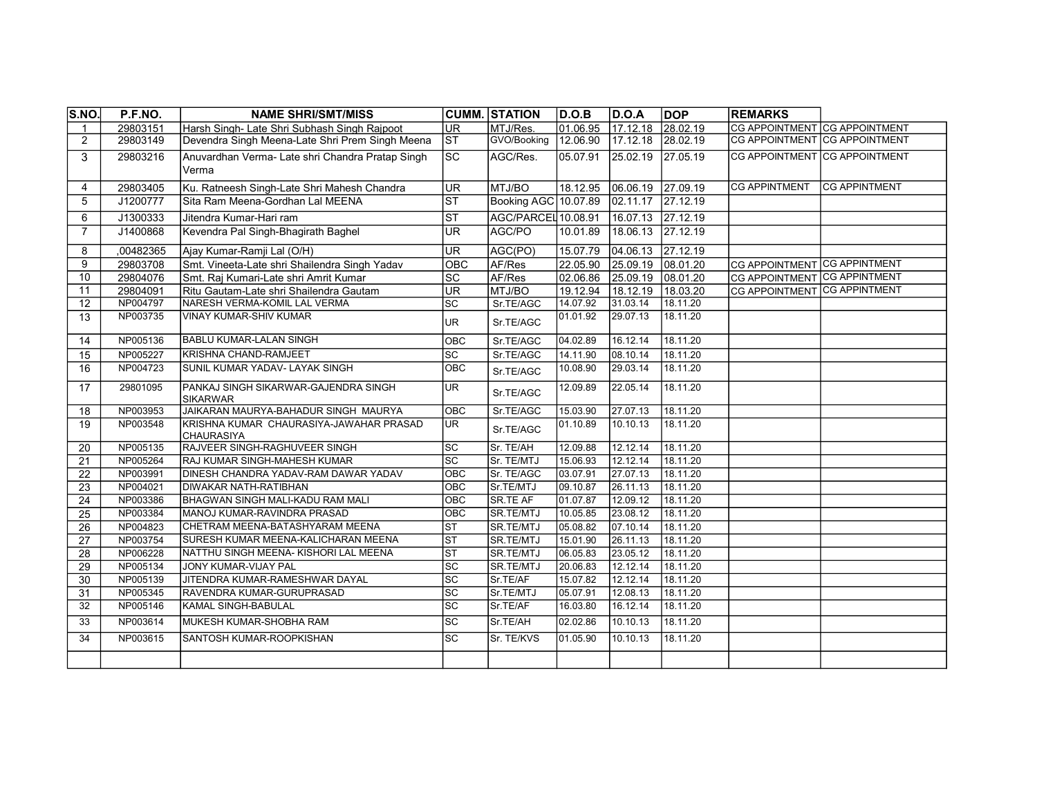| S.NO. | P.F.NO. | NAME SHRI/SMT/MISS | CUMM. | STATION | D.O.B | D.O.A | DOP | REMARKS | |
|---|---|---|---|---|---|---|---|---|---|
| 1 | 29803151 | Harsh Singh- Late Shri Subhash Singh Rajpoot | UR | MTJ/Res. | 01.06.95 | 17.12.18 | 28.02.19 | CG APPOINTMENT | CG APPOINTMENT |
| 2 | 29803149 | Devendra Singh Meena-Late Shri Prem Singh Meena | ST | GVO/Booking | 12.06.90 | 17.12.18 | 28.02.19 | CG APPOINTMENT | CG APPOINTMENT |
| 3 | 29803216 | Anuvardhan Verma- Late shri Chandra Pratap Singh Verma | SC | AGC/Res. | 05.07.91 | 25.02.19 | 27.05.19 | CG APPOINTMENT | CG APPOINTMENT |
| 4 | 29803405 | Ku. Ratneesh Singh-Late Shri Mahesh Chandra | UR | MTJ/BO | 18.12.95 | 06.06.19 | 27.09.19 | CG APPINTMENT | CG APPINTMENT |
| 5 | J1200777 | Sita Ram Meena-Gordhan Lal MEENA | ST | Booking AGC | 10.07.89 | 02.11.17 | 27.12.19 | | |
| 6 | J1300333 | Jitendra Kumar-Hari ram | ST | AGC/PARCEL | 10.08.91 | 16.07.13 | 27.12.19 | | |
| 7 | J1400868 | Kevendra Pal Singh-Bhagirath Baghel | UR | AGC/PO | 10.01.89 | 18.06.13 | 27.12.19 | | |
| 8 | ,00482365 | Ajay Kumar-Ramji Lal (O/H) | UR | AGC(PO) | 15.07.79 | 04.06.13 | 27.12.19 | | |
| 9 | 29803708 | Smt. Vineeta-Late shri Shailendra Singh Yadav | OBC | AF/Res | 22.05.90 | 25.09.19 | 08.01.20 | CG APPOINTMENT | CG APPINTMENT |
| 10 | 29804076 | Smt. Raj Kumari-Late shri Amrit Kumar | SC | AF/Res | 02.06.86 | 25.09.19 | 08.01.20 | CG APPOINTMENT | CG APPINTMENT |
| 11 | 29804091 | Ritu Gautam-Late shri Shailendra Gautam | UR | MTJ/BO | 19.12.94 | 18.12.19 | 18.03.20 | CG APPOINTMENT | CG APPINTMENT |
| 12 | NP004797 | NARESH VERMA-KOMIL LAL VERMA | SC | Sr.TE/AGC | 14.07.92 | 31.03.14 | 18.11.20 | | |
| 13 | NP003735 | VINAY KUMAR-SHIV KUMAR | UR | Sr.TE/AGC | 01.01.92 | 29.07.13 | 18.11.20 | | |
| 14 | NP005136 | BABLU KUMAR-LALAN SINGH | OBC | Sr.TE/AGC | 04.02.89 | 16.12.14 | 18.11.20 | | |
| 15 | NP005227 | KRISHNA CHAND-RAMJEET | SC | Sr.TE/AGC | 14.11.90 | 08.10.14 | 18.11.20 | | |
| 16 | NP004723 | SUNIL KUMAR YADAV- LAYAK SINGH | OBC | Sr.TE/AGC | 10.08.90 | 29.03.14 | 18.11.20 | | |
| 17 | 29801095 | PANKAJ SINGH SIKARWAR-GAJENDRA SINGH SIKARWAR | UR | Sr.TE/AGC | 12.09.89 | 22.05.14 | 18.11.20 | | |
| 18 | NP003953 | JAIKARAN MAURYA-BAHADUR SINGH MAURYA | OBC | Sr.TE/AGC | 15.03.90 | 27.07.13 | 18.11.20 | | |
| 19 | NP003548 | KRISHNA KUMAR CHAURASIYA-JAWAHAR PRASAD CHAURASIYA | UR | Sr.TE/AGC | 01.10.89 | 10.10.13 | 18.11.20 | | |
| 20 | NP005135 | RAJVEER SINGH-RAGHUVEER SINGH | SC | Sr. TE/AH | 12.09.88 | 12.12.14 | 18.11.20 | | |
| 21 | NP005264 | RAJ KUMAR SINGH-MAHESH KUMAR | SC | Sr. TE/MTJ | 15.06.93 | 12.12.14 | 18.11.20 | | |
| 22 | NP003991 | DINESH CHANDRA YADAV-RAM DAWAR YADAV | OBC | Sr. TE/AGC | 03.07.91 | 27.07.13 | 18.11.20 | | |
| 23 | NP004021 | DIWAKAR NATH-RATIBHAN | OBC | Sr.TE/MTJ | 09.10.87 | 26.11.13 | 18.11.20 | | |
| 24 | NP003386 | BHAGWAN SINGH MALI-KADU RAM MALI | OBC | SR.TE AF | 01.07.87 | 12.09.12 | 18.11.20 | | |
| 25 | NP003384 | MANOJ KUMAR-RAVINDRA PRASAD | OBC | SR.TE/MTJ | 10.05.85 | 23.08.12 | 18.11.20 | | |
| 26 | NP004823 | CHETRAM MEENA-BATASHYARAM MEENA | ST | SR.TE/MTJ | 05.08.82 | 07.10.14 | 18.11.20 | | |
| 27 | NP003754 | SURESH KUMAR MEENA-KALICHARAN MEENA | ST | SR.TE/MTJ | 15.01.90 | 26.11.13 | 18.11.20 | | |
| 28 | NP006228 | NATTHU SINGH MEENA- KISHORI LAL MEENA | ST | SR.TE/MTJ | 06.05.83 | 23.05.12 | 18.11.20 | | |
| 29 | NP005134 | JONY KUMAR-VIJAY PAL | SC | SR.TE/MTJ | 20.06.83 | 12.12.14 | 18.11.20 | | |
| 30 | NP005139 | JITENDRA KUMAR-RAMESHWAR DAYAL | SC | Sr.TE/AF | 15.07.82 | 12.12.14 | 18.11.20 | | |
| 31 | NP005345 | RAVENDRA KUMAR-GURUPRASAD | SC | Sr.TE/MTJ | 05.07.91 | 12.08.13 | 18.11.20 | | |
| 32 | NP005146 | KAMAL SINGH-BABULAL | SC | Sr.TE/AF | 16.03.80 | 16.12.14 | 18.11.20 | | |
| 33 | NP003614 | MUKESH KUMAR-SHOBHA RAM | SC | Sr.TE/AH | 02.02.86 | 10.10.13 | 18.11.20 | | |
| 34 | NP003615 | SANTOSH KUMAR-ROOPKISHAN | SC | Sr. TE/KVS | 01.05.90 | 10.10.13 | 18.11.20 | | |
| | | | | | | | | | |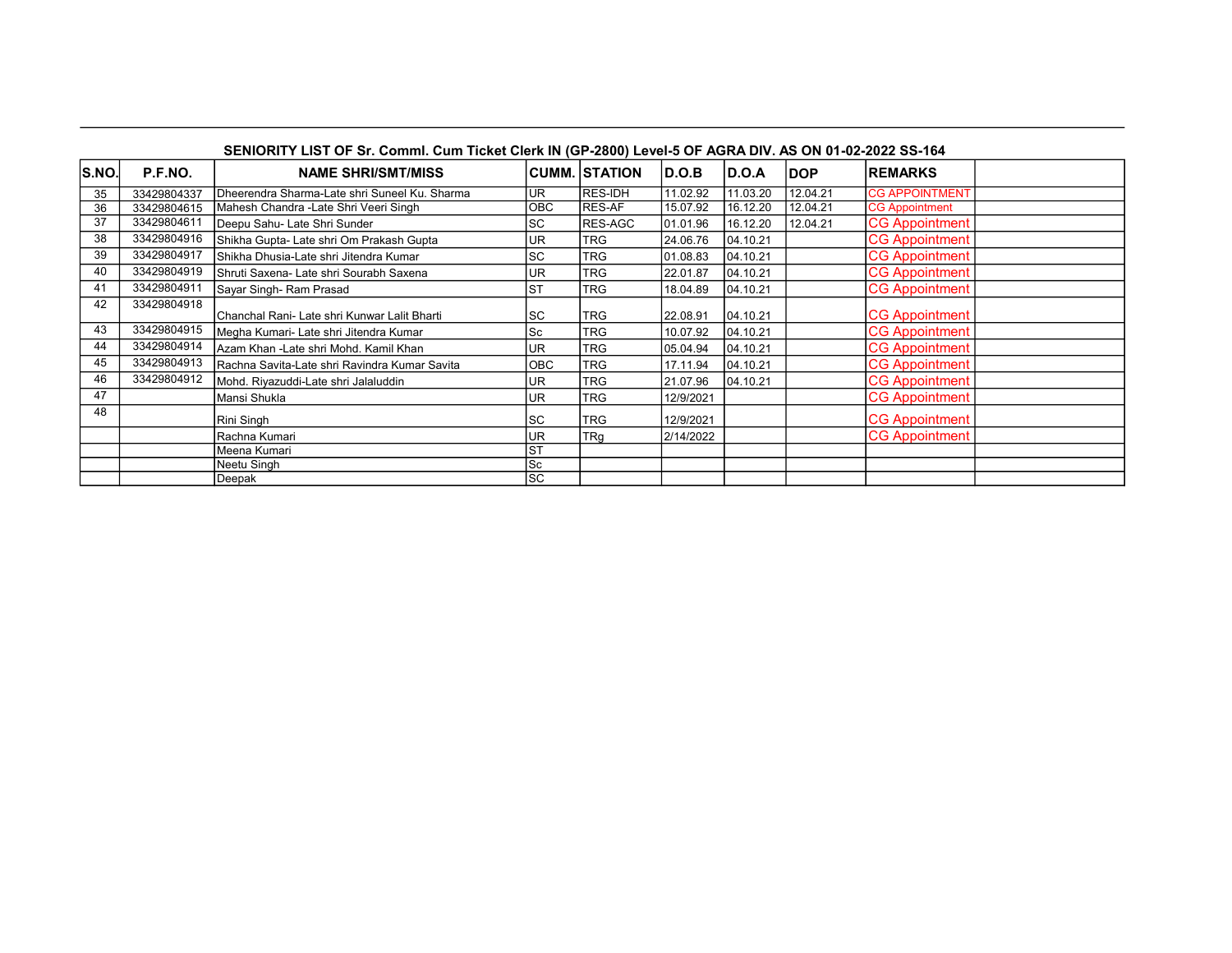**SENIORITY LIST OF Sr. Comml. Cum Ticket Clerk IN (GP-2800) Level-5 OF AGRA DIV. AS ON 01-02-2022 SS-164**

| S.NO. | P.F.NO. | NAME SHRI/SMT/MISS | CUMM. | STATION | D.O.B | D.O.A | DOP | REMARKS | |
|---|---|---|---|---|---|---|---|---|---|
| 35 | 33429804337 | Dheerendra Sharma-Late shri Suneel Ku. Sharma | UR | RES-IDH | 11.02.92 | 11.03.20 | 12.04.21 | CG APPOINTMENT | |
| 36 | 33429804615 | Mahesh Chandra -Late Shri Veeri Singh | OBC | RES-AF | 15.07.92 | 16.12.20 | 12.04.21 | CG Appointment | |
| 37 | 33429804611 | Deepu Sahu- Late Shri Sunder | SC | RES-AGC | 01.01.96 | 16.12.20 | 12.04.21 | CG Appointment | |
| 38 | 33429804916 | Shikha Gupta- Late shri Om Prakash Gupta | UR | TRG | 24.06.76 | 04.10.21 | | CG Appointment | |
| 39 | 33429804917 | Shikha Dhusia-Late shri Jitendra Kumar | SC | TRG | 01.08.83 | 04.10.21 | | CG Appointment | |
| 40 | 33429804919 | Shruti Saxena- Late shri Sourabh Saxena | UR | TRG | 22.01.87 | 04.10.21 | | CG Appointment | |
| 41 | 33429804911 | Sayar Singh- Ram Prasad | ST | TRG | 18.04.89 | 04.10.21 | | CG Appointment | |
| 42 | 33429804918 | Chanchal Rani- Late shri Kunwar Lalit Bharti | SC | TRG | 22.08.91 | 04.10.21 | | CG Appointment | |
| 43 | 33429804915 | Megha Kumari- Late shri Jitendra Kumar | Sc | TRG | 10.07.92 | 04.10.21 | | CG Appointment | |
| 44 | 33429804914 | Azam Khan -Late shri Mohd. Kamil Khan | UR | TRG | 05.04.94 | 04.10.21 | | CG Appointment | |
| 45 | 33429804913 | Rachna Savita-Late shri Ravindra Kumar Savita | OBC | TRG | 17.11.94 | 04.10.21 | | CG Appointment | |
| 46 | 33429804912 | Mohd. Riyazuddi-Late shri Jalaluddin | UR | TRG | 21.07.96 | 04.10.21 | | CG Appointment | |
| 47 | | Mansi Shukla | UR | TRG | 12/9/2021 | | | CG Appointment | |
| 48 | | Rini Singh | SC | TRG | 12/9/2021 | | | CG Appointment | |
| | | Rachna Kumari | UR | TRg | 2/14/2022 | | | CG Appointment | |
| | | Meena Kumari | ST | | | | | | |
| | | Neetu Singh | Sc | | | | | | |
| | | Deepak | SC | | | | | | |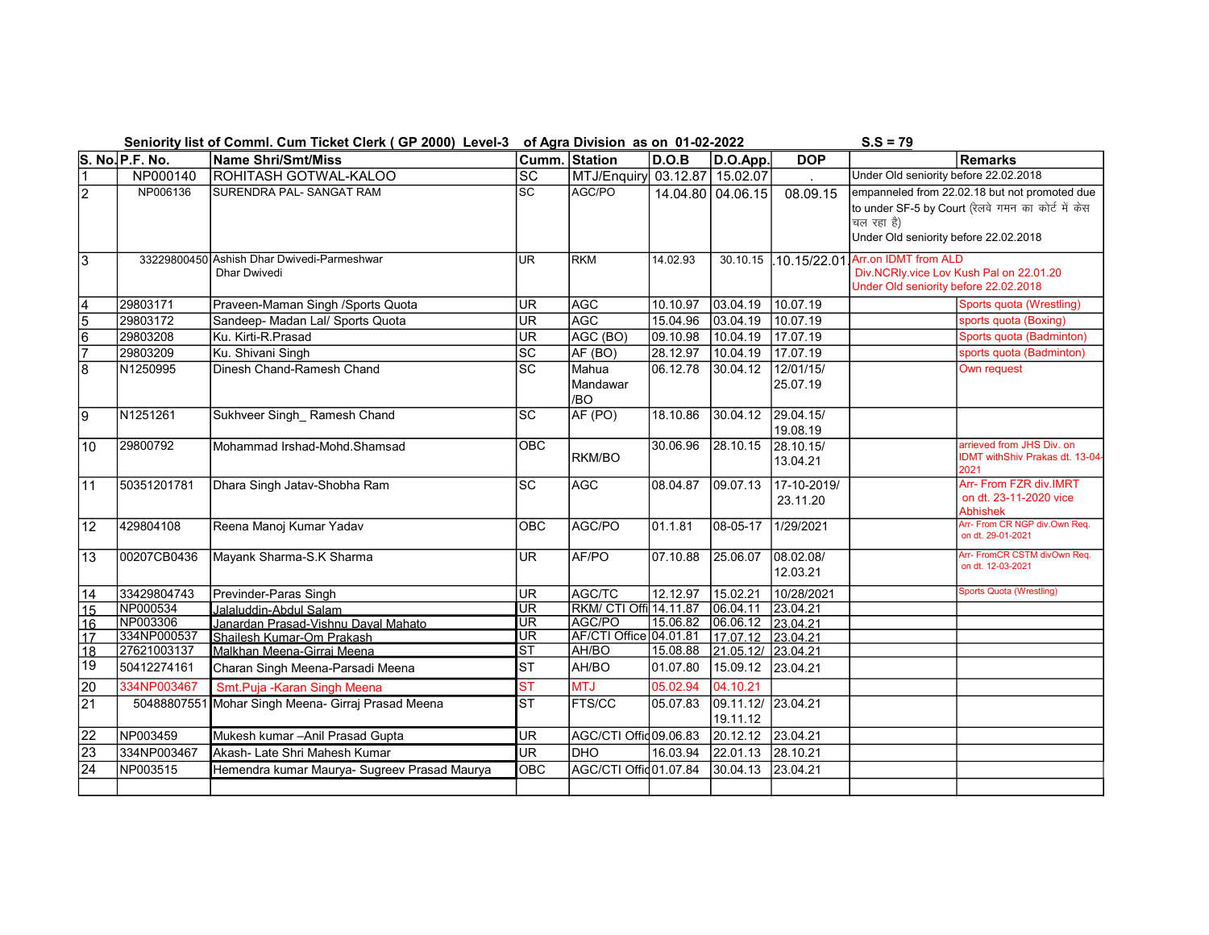**Seniority list of Comml. Cum Ticket Clerk ( GP 2000) Level-3 of Agra Division as on 01-02-2022** **S.S = 79**

| S. No. | P.F. No. | Name Shri/Smt/Miss | Cumm. | Station | D.O.B | D.O.App. | DOP | | Remarks |
|---|---|---|---|---|---|---|---|---|---|
| 1 | NP000140 | ROHITASH GOTWAL-KALOO | SC | MTJ/Enquiry | 03.12.87 | 15.02.07 | . | Under Old seniority before 22.02.2018 | |
| 2 | NP006136 | SURENDRA PAL- SANGAT RAM | SC | AGC/PO | 14.04.80 | 04.06.15 | 08.09.15 | empanneled from 22.02.18 but not promoted due to under SF-5 by Court (रेलवे गमन का कोर्ट में केस चल रहा है) Under Old seniority before 22.02.2018 | |
| 3 | 33229800450 | Ashish Dhar Dwivedi-Parmeshwar Dhar Dwivedi | UR | RKM | 14.02.93 | 30.10.15 | .10.15/22.01. | Arr.on IDMT from ALD Div.NCRly.vice Lov Kush Pal on 22.01.20 Under Old seniority before 22.02.2018 | |
| 4 | 29803171 | Praveen-Maman Singh /Sports Quota | UR | AGC | 10.10.97 | 03.04.19 | 10.07.19 | | Sports quota (Wrestling) |
| 5 | 29803172 | Sandeep- Madan Lal/ Sports Quota | UR | AGC | 15.04.96 | 03.04.19 | 10.07.19 | | sports quota (Boxing) |
| 6 | 29803208 | Ku. Kirti-R.Prasad | UR | AGC (BO) | 09.10.98 | 10.04.19 | 17.07.19 | | Sports quota (Badminton) |
| 7 | 29803209 | Ku. Shivani Singh | SC | AF (BO) | 28.12.97 | 10.04.19 | 17.07.19 | | sports quota (Badminton) |
| 8 | N1250995 | Dinesh Chand-Ramesh Chand | SC | Mahua Mandawar /BO | 06.12.78 | 30.04.12 | 12/01/15/ 25.07.19 | | Own request |
| 9 | N1251261 | Sukhveer Singh_ Ramesh Chand | SC | AF (PO) | 18.10.86 | 30.04.12 | 29.04.15/ 19.08.19 | | |
| 10 | 29800792 | Mohammad Irshad-Mohd.Shamsad | OBC | RKM/BO | 30.06.96 | 28.10.15 | 28.10.15/ 13.04.21 | | arrieved from JHS Div. on IDMT withShiv Prakas dt. 13-04-2021 |
| 11 | 50351201781 | Dhara Singh Jatav-Shobha Ram | SC | AGC | 08.04.87 | 09.07.13 | 17-10-2019/ 23.11.20 | | Arr- From FZR div.IMRT on dt. 23-11-2020 vice Abhishek |
| 12 | 429804108 | Reena Manoj Kumar Yadav | OBC | AGC/PO | 01.1.81 | 08-05-17 | 1/29/2021 | | Arr- From CR NGP div.Own Req. on dt. 29-01-2021 |
| 13 | 00207CB0436 | Mayank Sharma-S.K Sharma | UR | AF/PO | 07.10.88 | 25.06.07 | 08.02.08/ 12.03.21 | | Arr- FromCR CSTM divOwn Req. on dt. 12-03-2021 |
| 14 | 33429804743 | Previnder-Paras Singh | UR | AGC/TC | 12.12.97 | 15.02.21 | 10/28/2021 | | Sports Quota (Wrestling) |
| 15 | NP000534 | Jalaluddin-Abdul Salam | UR | RKM/ CTI Offi | 14.11.87 | 06.04.11 | 23.04.21 | | |
| 16 | NP003306 | Janardan Prasad-Vishnu Dayal Mahato | UR | AGC/PO | 15.06.82 | 06.06.12 | 23.04.21 | | |
| 17 | 334NP000537 | Shailesh Kumar-Om Prakash | UR | AF/CTI Office | 04.01.81 | 17.07.12 | 23.04.21 | | |
| 18 | 27621003137 | Malkhan Meena-Girraj Meena | ST | AH/BO | 15.08.88 | 21.05.12/ | 23.04.21 | | |
| 19 | 50412274161 | Charan Singh Meena-Parsadi Meena | ST | AH/BO | 01.07.80 | 15.09.12 | 23.04.21 | | |
| 20 | 334NP003467 | Smt.Puja -Karan Singh Meena | ST | MTJ | 05.02.94 | 04.10.21 | | | |
| 21 | 50488807551 | Mohar Singh Meena- Girraj Prasad Meena | ST | FTS/CC | 05.07.83 | 09.11.12/ 19.11.12 | 23.04.21 | | |
| 22 | NP003459 | Mukesh kumar –Anil Prasad Gupta | UR | AGC/CTI Offic | 09.06.83 | 20.12.12 | 23.04.21 | | |
| 23 | 334NP003467 | Akash- Late Shri Mahesh Kumar | UR | DHO | 16.03.94 | 22.01.13 | 28.10.21 | | |
| 24 | NP003515 | Hemendra kumar Maurya- Sugreev Prasad Maurya | OBC | AGC/CTI Offic | 01.07.84 | 30.04.13 | 23.04.21 | | |
| | | | | | | | | | |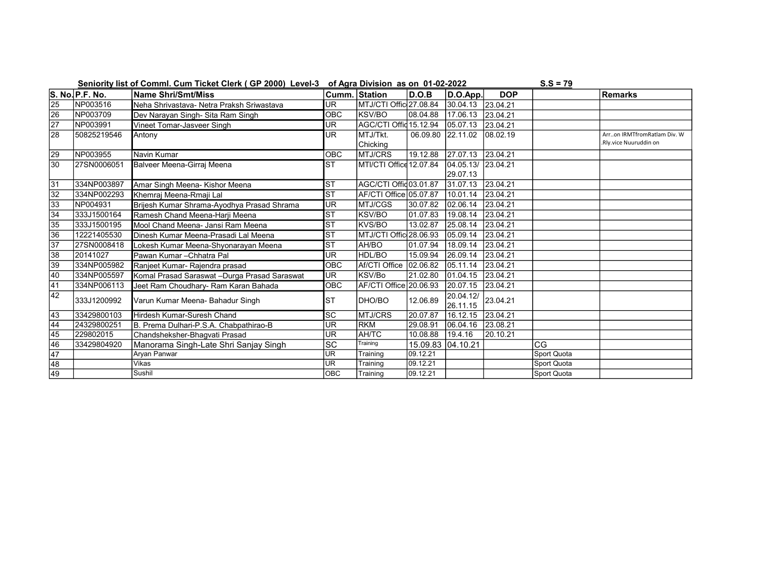**Seniority list of Comml. Cum Ticket Clerk ( GP 2000) Level-3 of Agra Division as on 01-02-2022** **S.S = 79**

| S. No. | P.F. No. | Name Shri/Smt/Miss | Cumm. | Station | D.O.B | D.O.App. | DOP | | Remarks |
|---|---|---|---|---|---|---|---|---|---|
| 25 | NP003516 | Neha Shrivastava- Netra Praksh Sriwastava | UR | MTJ/CTI Offic | 27.08.84 | 30.04.13 | 23.04.21 | | |
| 26 | NP003709 | Dev Narayan Singh- Sita Ram Singh | OBC | KSV/BO | 08.04.88 | 17.06.13 | 23.04.21 | | |
| 27 | NP003991 | Vineet Tomar-Jasveer Singh | UR | AGC/CTI Offic | 15.12.94 | 05.07.13 | 23.04.21 | | |
| 28 | 50825219546 | Antony | UR | MTJ/Tkt. Chicking | 06.09.80 | 22.11.02 | 08.02.19 | | Arr..on IRMTfromRatlam Div. W .Rly.vice Nuuruddin on |
| 29 | NP003955 | Navin Kumar | OBC | MTJ/CRS | 19.12.88 | 27.07.13 | 23.04.21 | | |
| 30 | 27SN0006051 | Balveer Meena-Girraj Meena | ST | MTI/CTI Office | 12.07.84 | 04.05.13/ 29.07.13 | 23.04.21 | | |
| 31 | 334NP003897 | Amar Singh Meena- Kishor Meena | ST | AGC/CTI Offic | 03.01.87 | 31.07.13 | 23.04.21 | | |
| 32 | 334NP002293 | Khemraj Meena-Rmaji Lal | ST | AF/CTI Office | 05.07.87 | 10.01.14 | 23.04.21 | | |
| 33 | NP004931 | Brijesh Kumar Shrama-Ayodhya Prasad Shrama | UR | MTJ/CGS | 30.07.82 | 02.06.14 | 23.04.21 | | |
| 34 | 333J1500164 | Ramesh Chand Meena-Harji Meena | ST | KSV/BO | 01.07.83 | 19.08.14 | 23.04.21 | | |
| 35 | 333J1500195 | Mool Chand Meena- Jansi Ram Meena | ST | KVS/BO | 13.02.87 | 25.08.14 | 23.04.21 | | |
| 36 | 12221405530 | Dinesh Kumar Meena-Prasadi Lal Meena | ST | MTJ/CTI Offic | 28.06.93 | 05.09.14 | 23.04.21 | | |
| 37 | 27SN0008418 | Lokesh Kumar Meena-Shyonarayan Meena | ST | AH/BO | 01.07.94 | 18.09.14 | 23.04.21 | | |
| 38 | 20141027 | Pawan Kumar –Chhatra Pal | UR | HDL/BO | 15.09.94 | 26.09.14 | 23.04.21 | | |
| 39 | 334NP005982 | Ranjeet Kumar- Rajendra prasad | OBC | Af/CTI Office | 02.06.82 | 05.11.14 | 23.04.21 | | |
| 40 | 334NP005597 | Komal Prasad Saraswat –Durga Prasad Saraswat | UR | KSV/Bo | 21.02.80 | 01.04.15 | 23.04.21 | | |
| 41 | 334NP006113 | Jeet Ram Choudhary- Ram Karan Bahada | OBC | AF/CTI Office | 20.06.93 | 20.07.15 | 23.04.21 | | |
| 42 | 333J1200992 | Varun Kumar Meena- Bahadur Singh | ST | DHO/BO | 12.06.89 | 20.04.12/ 26.11.15 | 23.04.21 | | |
| 43 | 33429800103 | Hirdesh Kumar-Suresh Chand | SC | MTJ/CRS | 20.07.87 | 16.12.15 | 23.04.21 | | |
| 44 | 24329800251 | B. Prema Dulhari-P.S.A. Chabpathirao-B | UR | RKM | 29.08.91 | 06.04.16 | 23.08.21 | | |
| 45 | 229802015 | Chandsheksher-Bhagvati Prasad | UR | AH/TC | 10.08.88 | 19.4.16 | 20.10.21 | | |
| 46 | 33429804920 | Manorama Singh-Late Shri Sanjay Singh | SC | Training | 15.09.83 | 04.10.21 | | CG | |
| 47 | | Aryan Panwar | UR | Training | 09.12.21 | | | Sport Quota | |
| 48 | | Vikas | UR | Training | 09.12.21 | | | Sport Quota | |
| 49 | | Sushil | OBC | Training | 09.12.21 | | | Sport Quota | |